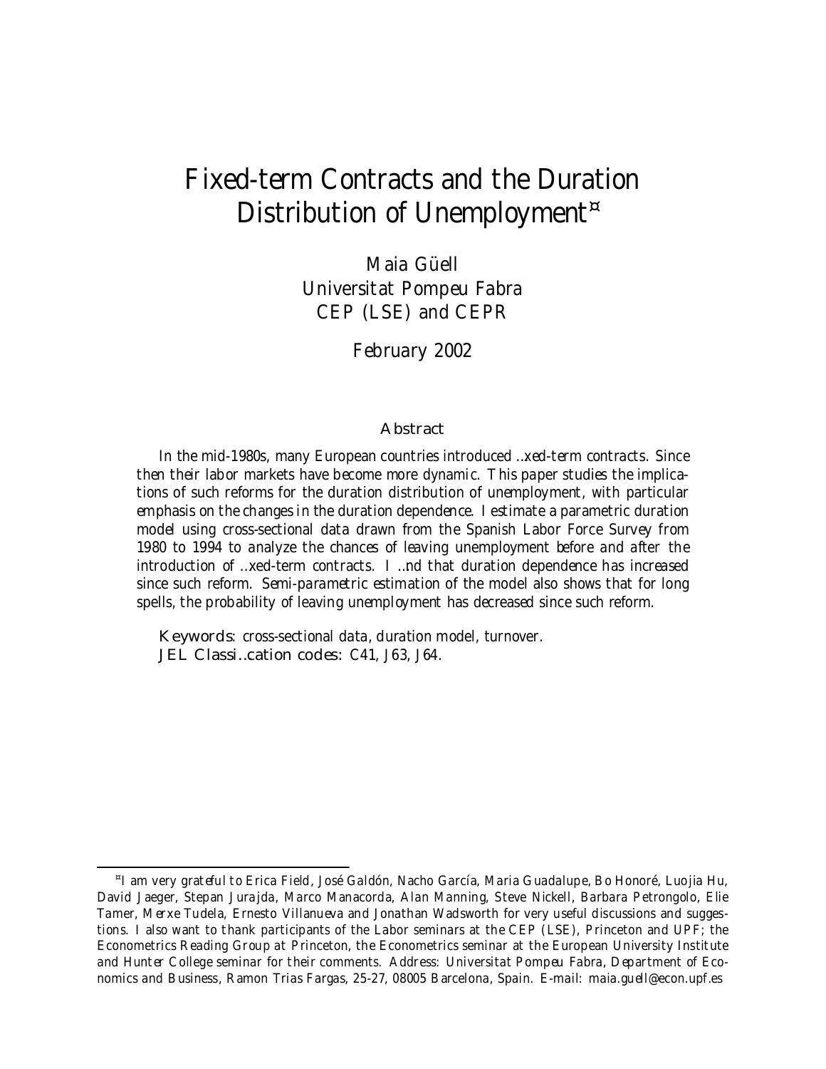# Fixed-term Contracts and the Duration Distribution of Unemployment*

Maia Güell
Universitat Pompeu Fabra
CEP (LSE) and CEPR

February 2002

## Abstract

In the mid-1980s, many European countries introduced fixed-term contracts. Since then their labor markets have become more dynamic. This paper studies the implications of such reforms for the duration distribution of unemployment, with particular emphasis on the changes in the duration dependence. I estimate a parametric duration model using cross-sectional data drawn from the Spanish Labor Force Survey from 1980 to 1994 to analyze the chances of leaving unemployment before and after the introduction of fixed-term contracts. I find that duration dependence has increased since such reform. Semi-parametric estimation of the model also shows that for long spells, the probability of leaving unemployment has decreased since such reform.

**Keywords**: cross-sectional data, duration model, turnover.
**JEL Classification codes**: C41, J63, J64.

---

*I am very grateful to Erica Field, José Galdón, Nacho García, Maria Guadalupe, Bo Honoré, Luojia Hu, David Jaeger, Stepan Jurajda, Marco Manacorda, Alan Manning, Steve Nickell, Barbara Petrongolo, Elie Tamer, Merxe Tudela, Ernesto Villanueva and Jonathan Wadsworth for very useful discussions and suggestions. I also want to thank participants of the Labor seminars at the CEP (LSE), Princeton and UPF; the Econometrics Reading Group at Princeton, the Econometrics seminar at the European University Institute and Hunter College seminar for their comments. Address: Universitat Pompeu Fabra, Department of Economics and Business, Ramon Trias Fargas, 25-27, 08005 Barcelona, Spain. E-mail: maia.guell@econ.upf.es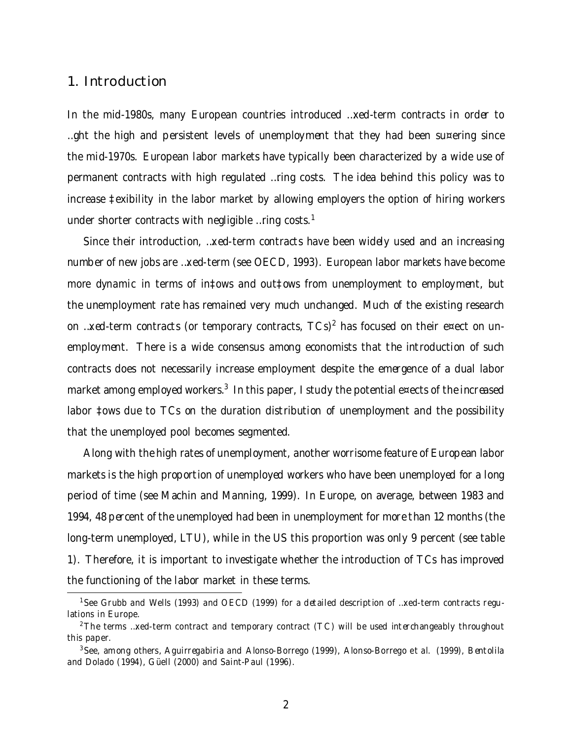## 1. Introduction

In the mid-1980s, many European countries introduced fixed-term contracts in order to fight the high and persistent levels of unemployment that they had been suffering since the mid-1970s. European labor markets have typically been characterized by a wide use of permanent contracts with high regulated firing costs. The idea behind this policy was to increase flexibility in the labor market by allowing employers the option of hiring workers under shorter contracts with negligible firing costs.[1]

Since their introduction, fixed-term contracts have been widely used and an increasing number of new jobs are fixed-term (see OECD, 1993). European labor markets have become more dynamic in terms of inflows and outflows from unemployment to employment, but the unemployment rate has remained very much unchanged. Much of the existing research on fixed-term contracts (or temporary contracts, TCs)[2] has focused on their effect on unemployment. There is a wide consensus among economists that the introduction of such contracts does not necessarily increase employment despite the emergence of a dual labor market among employed workers.[3] In this paper, I study the potential effects of the increased labor flows due to TCs on the duration distribution of unemployment and the possibility that the unemployed pool becomes segmented.

Along with the high rates of unemployment, another worrisome feature of European labor markets is the high proportion of unemployed workers who have been unemployed for a long period of time (see Machin and Manning, 1999). In Europe, on average, between 1983 and 1994, 48 percent of the unemployed had been in unemployment for more than 12 months (the long-term unemployed, LTU), while in the US this proportion was only 9 percent (see table 1). Therefore, it is important to investigate whether the introduction of TCs has improved the functioning of the labor market in these terms.

[1] See Grubb and Wells (1993) and OECD (1999) for a detailed description of fixed-term contracts regulations in Europe.

[2] The terms fixed-term contract and temporary contract (TC) will be used interchangeably throughout this paper.

[3] See, among others, Aguirregabiria and Alonso-Borrego (1999), Alonso-Borrego et al. (1999), Bentolila and Dolado (1994), Güell (2000) and Saint-Paul (1996).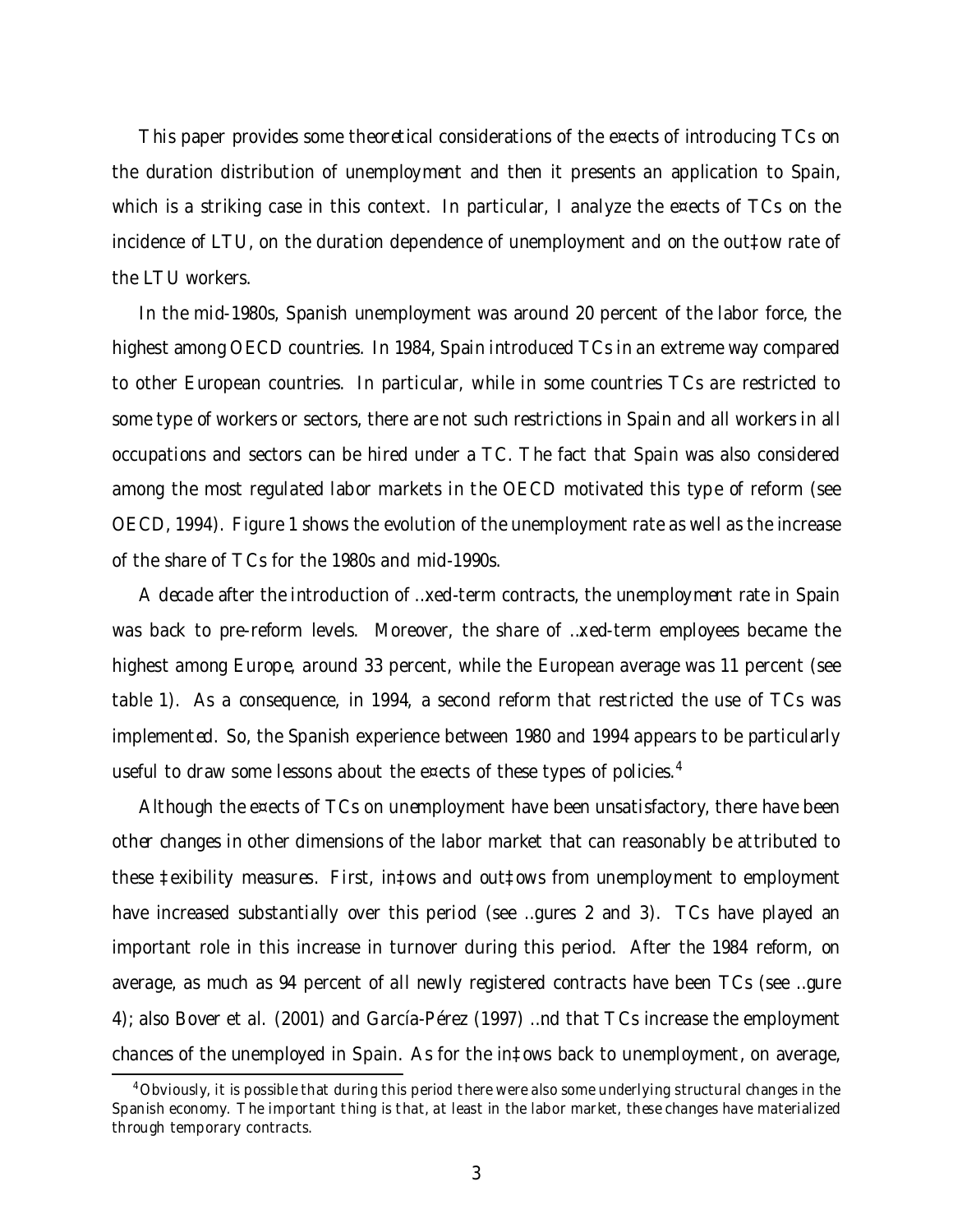This paper provides some theoretical considerations of the effects of introducing TCs on the duration distribution of unemployment and then it presents an application to Spain, which is a striking case in this context. In particular, I analyze the effects of TCs on the incidence of LTU, on the duration dependence of unemployment and on the outflow rate of the LTU workers.

In the mid-1980s, Spanish unemployment was around 20 percent of the labor force, the highest among OECD countries. In 1984, Spain introduced TCs in an extreme way compared to other European countries. In particular, while in some countries TCs are restricted to some type of workers or sectors, there are not such restrictions in Spain and all workers in all occupations and sectors can be hired under a TC. The fact that Spain was also considered among the most regulated labor markets in the OECD motivated this type of reform (see OECD, 1994). Figure 1 shows the evolution of the unemployment rate as well as the increase of the share of TCs for the 1980s and mid-1990s.

A decade after the introduction of fixed-term contracts, the unemployment rate in Spain was back to pre-reform levels. Moreover, the share of fixed-term employees became the highest among Europe, around 33 percent, while the European average was 11 percent (see table 1). As a consequence, in 1994, a second reform that restricted the use of TCs was implemented. So, the Spanish experience between 1980 and 1994 appears to be particularly useful to draw some lessons about the effects of these types of policies.[4]

Although the effects of TCs on unemployment have been unsatisfactory, there have been other changes in other dimensions of the labor market that can reasonably be attributed to these flexibility measures. First, inflows and outflows from unemployment to employment have increased substantially over this period (see figures 2 and 3). TCs have played an important role in this increase in turnover during this period. After the 1984 reform, on average, as much as 94 percent of all newly registered contracts have been TCs (see figure 4); also Bover et al. (2001) and García-Pérez (1997) find that TCs increase the employment chances of the unemployed in Spain. As for the inflows back to unemployment, on average,

[4] Obviously, it is possible that during this period there were also some underlying structural changes in the Spanish economy. The important thing is that, at least in the labor market, these changes have materialized through temporary contracts.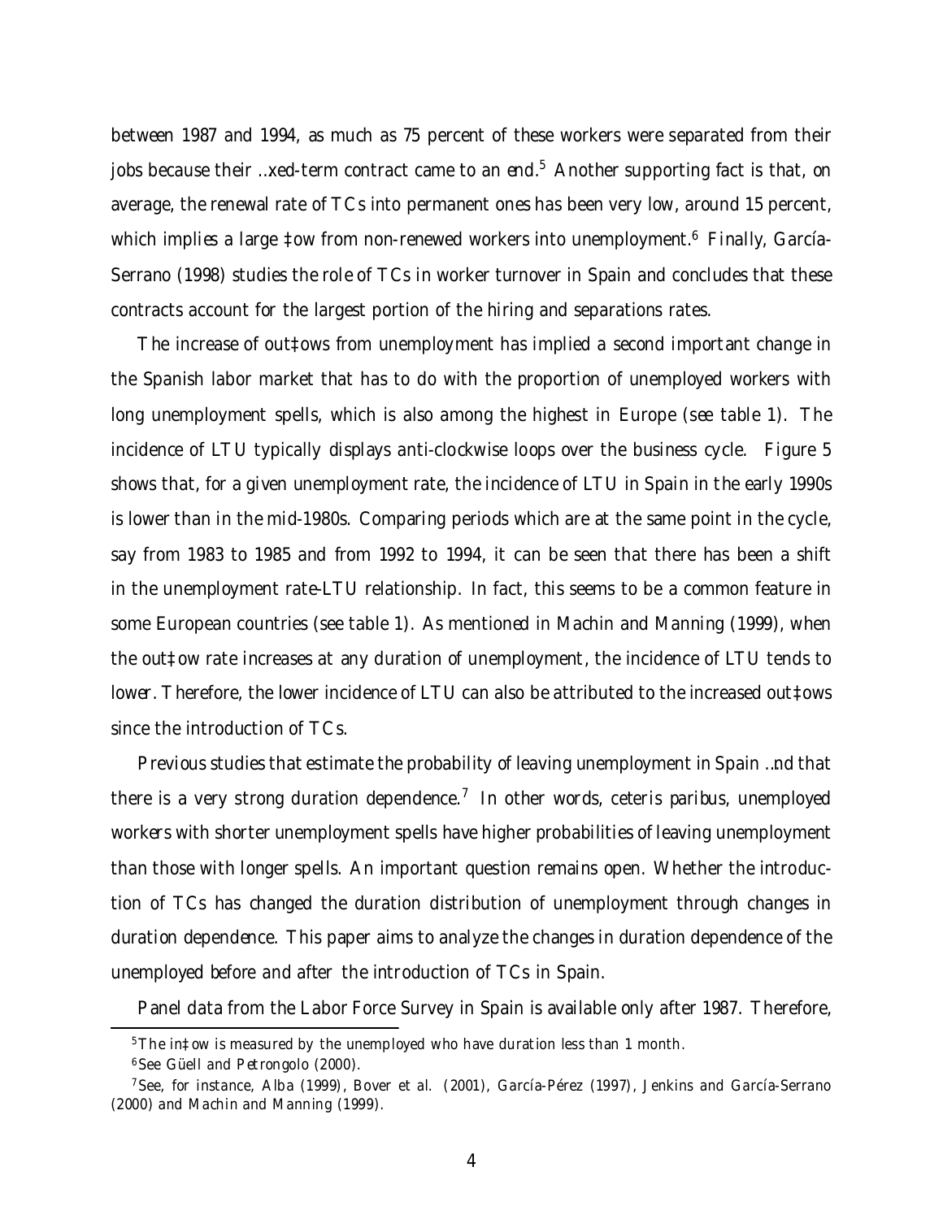between 1987 and 1994, as much as 75 percent of these workers were separated from their jobs because their fixed-term contract came to an end.[5] Another supporting fact is that, on average, the renewal rate of TCs into permanent ones has been very low, around 15 percent, which implies a large flow from non-renewed workers into unemployment.[6] Finally, García-Serrano (1998) studies the role of TCs in worker turnover in Spain and concludes that these contracts account for the largest portion of the hiring and separations rates.

The increase of outflows from unemployment has implied a second important change in the Spanish labor market that has to do with the proportion of unemployed workers with long unemployment spells, which is also among the highest in Europe (see table 1). The incidence of LTU typically displays anti-clockwise loops over the business cycle. Figure 5 shows that, for a given unemployment rate, the incidence of LTU in Spain in the early 1990s is lower than in the mid-1980s. Comparing periods which are at the same point in the cycle, say from 1983 to 1985 and from 1992 to 1994, it can be seen that there has been a shift in the unemployment rate-LTU relationship. In fact, this seems to be a common feature in some European countries (see table 1). As mentioned in Machin and Manning (1999), when the outflow rate increases at any duration of unemployment, the incidence of LTU tends to lower. Therefore, the lower incidence of LTU can also be attributed to the increased outflows since the introduction of TCs.

Previous studies that estimate the probability of leaving unemployment in Spain find that there is a very strong duration dependence.[7] In other words, ceteris paribus, unemployed workers with shorter unemployment spells have higher probabilities of leaving unemployment than those with longer spells. An important question remains open. Whether the introduction of TCs has changed the duration distribution of unemployment through changes in duration dependence. This paper aims to analyze the changes in duration dependence of the unemployed before and after the introduction of TCs in Spain.

Panel data from the Labor Force Survey in Spain is available only after 1987. Therefore,

[5] The inflow is measured by the unemployed who have duration less than 1 month.

[6] See Güell and Petrongolo (2000).

[7] See, for instance, Alba (1999), Bover et al. (2001), García-Pérez (1997), Jenkins and García-Serrano (2000) and Machin and Manning (1999).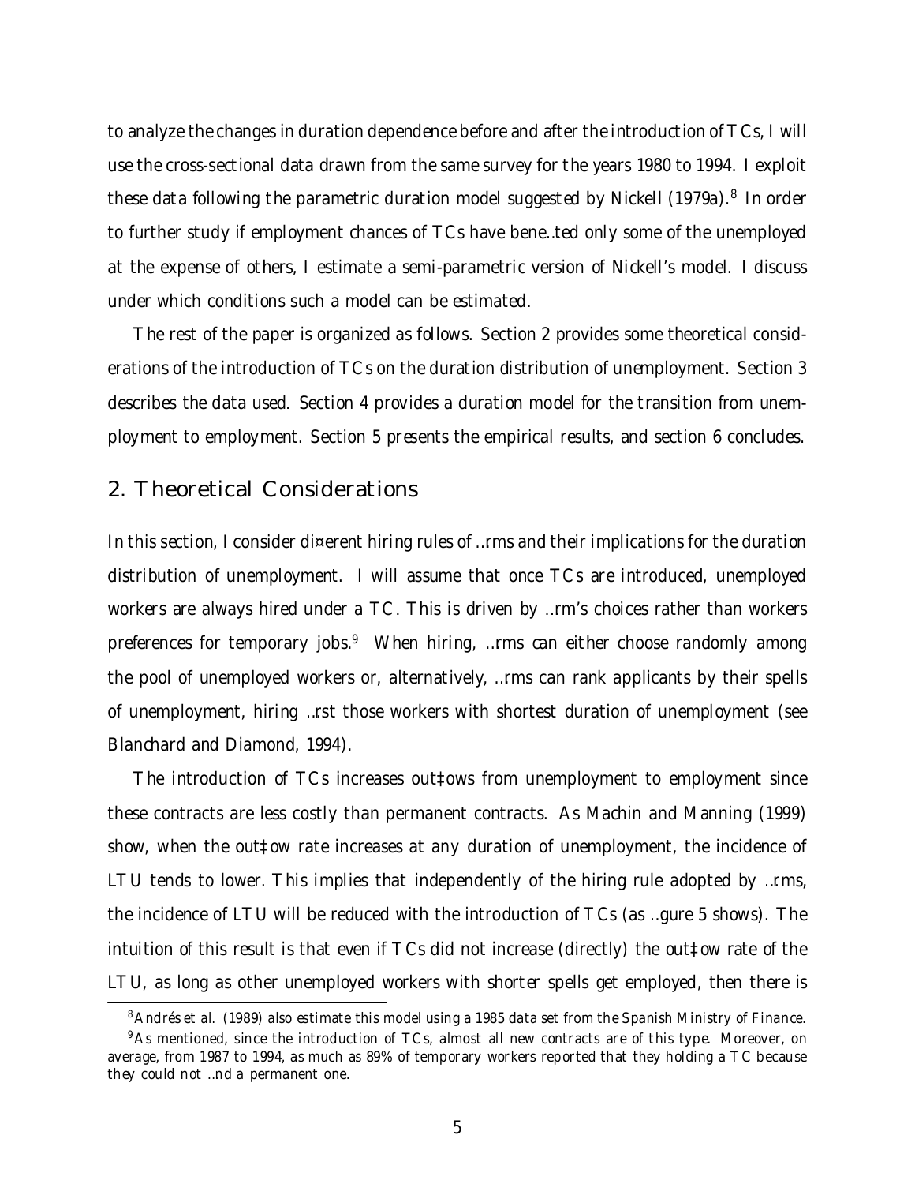to analyze the changes in duration dependence before and after the introduction of TCs, I will use the cross-sectional data drawn from the same survey for the years 1980 to 1994. I exploit these data following the parametric duration model suggested by Nickell (1979a).[8] In order to further study if employment chances of TCs have benefited only some of the unemployed at the expense of others, I estimate a semi-parametric version of Nickell's model. I discuss under which conditions such a model can be estimated.

The rest of the paper is organized as follows. Section 2 provides some theoretical considerations of the introduction of TCs on the duration distribution of unemployment. Section 3 describes the data used. Section 4 provides a duration model for the transition from unemployment to employment. Section 5 presents the empirical results, and section 6 concludes.

## 2. Theoretical Considerations

In this section, I consider different hiring rules of firms and their implications for the duration distribution of unemployment. I will assume that once TCs are introduced, unemployed workers are always hired under a TC. This is driven by firm's choices rather than workers preferences for temporary jobs.[9] When hiring, firms can either choose randomly among the pool of unemployed workers or, alternatively, firms can rank applicants by their spells of unemployment, hiring first those workers with shortest duration of unemployment (see Blanchard and Diamond, 1994).

The introduction of TCs increases outflows from unemployment to employment since these contracts are less costly than permanent contracts. As Machin and Manning (1999) show, when the outflow rate increases at any duration of unemployment, the incidence of LTU tends to lower. This implies that independently of the hiring rule adopted by firms, the incidence of LTU will be reduced with the introduction of TCs (as figure 5 shows). The intuition of this result is that even if TCs did not increase (directly) the outflow rate of the LTU, as long as other unemployed workers with shorter spells get employed, then there is

[8] Andrés et al. (1989) also estimate this model using a 1985 data set from the Spanish Ministry of Finance.

[9] As mentioned, since the introduction of TCs, almost all new contracts are of this type. Moreover, on average, from 1987 to 1994, as much as 89% of temporary workers reported that they holding a TC because they could not find a permanent one.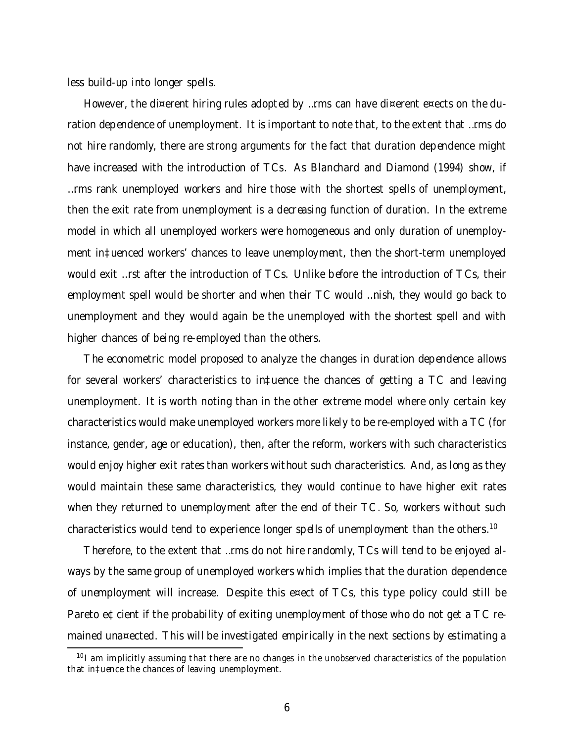less build-up into longer spells.

However, the different hiring rules adopted by firms can have different effects on the duration dependence of unemployment. It is important to note that, to the extent that firms do not hire randomly, there are strong arguments for the fact that duration dependence might have increased with the introduction of TCs. As Blanchard and Diamond (1994) show, if firms rank unemployed workers and hire those with the shortest spells of unemployment, then the exit rate from unemployment is a decreasing function of duration. In the extreme model in which all unemployed workers were homogeneous and only duration of unemployment influenced workers' chances to leave unemployment, then the short-term unemployed would exit first after the introduction of TCs. Unlike before the introduction of TCs, their employment spell would be shorter and when their TC would finish, they would go back to unemployment and they would again be the unemployed with the shortest spell and with higher chances of being re-employed than the others.

The econometric model proposed to analyze the changes in duration dependence allows for several workers' characteristics to influence the chances of getting a TC and leaving unemployment. It is worth noting than in the other extreme model where only certain key characteristics would make unemployed workers more likely to be re-employed with a TC (for instance, gender, age or education), then, after the reform, workers with such characteristics would enjoy higher exit rates than workers without such characteristics. And, as long as they would maintain these same characteristics, they would continue to have higher exit rates when they returned to unemployment after the end of their TC. So, workers without such characteristics would tend to experience longer spells of unemployment than the others.[10]

Therefore, to the extent that firms do not hire randomly, TCs will tend to be enjoyed always by the same group of unemployed workers which implies that the duration dependence of unemployment will increase. Despite this effect of TCs, this type policy could still be Pareto efficient if the probability of exiting unemployment of those who do not get a TC remained unaffected. This will be investigated empirically in the next sections by estimating a

[10] I am implicitly assuming that there are no changes in the unobserved characteristics of the population that influence the chances of leaving unemployment.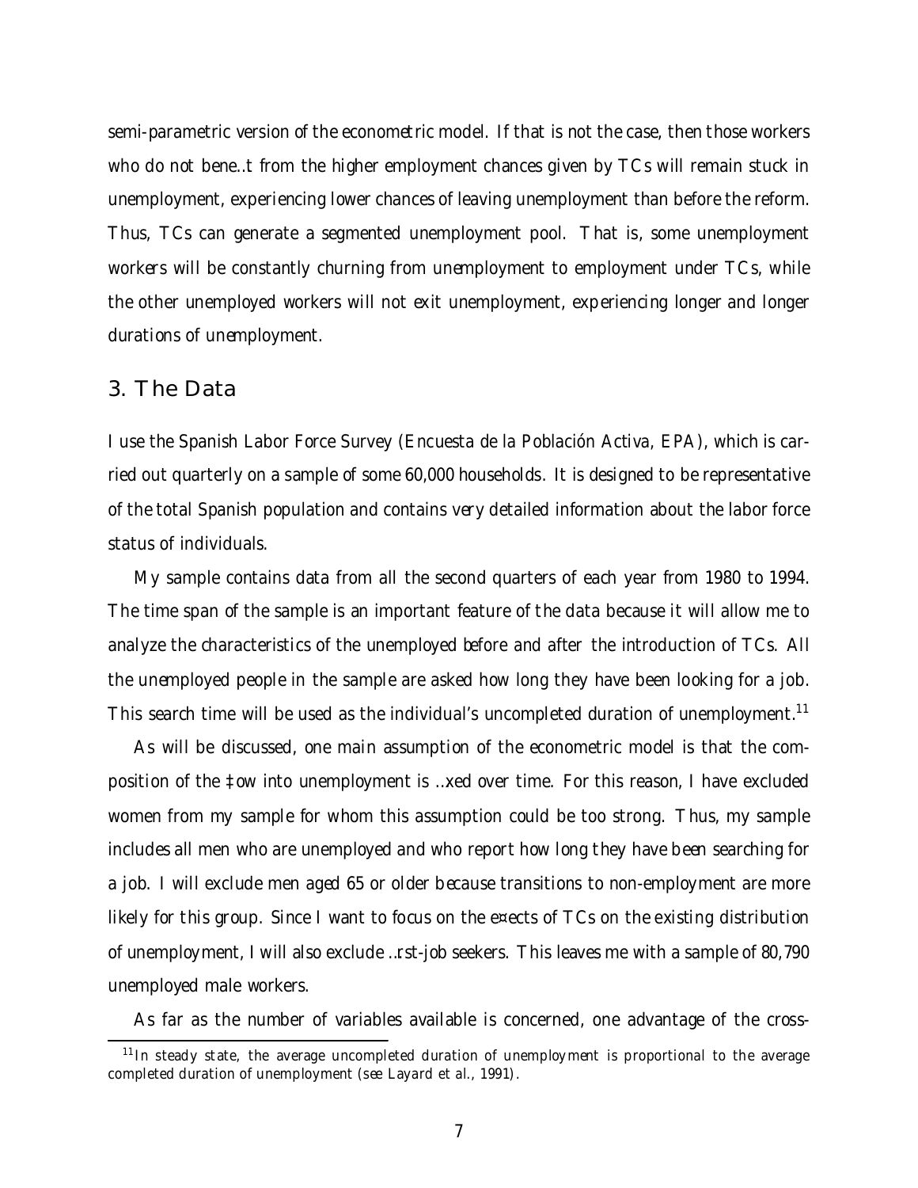semi-parametric version of the econometric model. If that is not the case, then those workers who do not benefit from the higher employment chances given by TCs will remain stuck in unemployment, experiencing lower chances of leaving unemployment than before the reform. Thus, TCs can generate a segmented unemployment pool. That is, some unemployment workers will be constantly churning from unemployment to employment under TCs, while the other unemployed workers will not exit unemployment, experiencing longer and longer durations of unemployment.

## 3. The Data

I use the Spanish Labor Force Survey (*Encuesta de la Población Activa, EPA*), which is carried out quarterly on a sample of some 60,000 households. It is designed to be representative of the total Spanish population and contains very detailed information about the labor force status of individuals.

My sample contains data from all the second quarters of each year from 1980 to 1994. The time span of the sample is an important feature of the data because it will allow me to analyze the characteristics of the unemployed *before* and *after* the introduction of TCs. All the unemployed people in the sample are asked how long they have been looking for a job. This search time will be used as the individual's uncompleted duration of unemployment.[11]

As will be discussed, one main assumption of the econometric model is that the composition of the flow into unemployment is fixed over time. For this reason, I have excluded women from my sample for whom this assumption could be too strong. Thus, my sample includes all men who are unemployed and who report how long they have been searching for a job. I will exclude men aged 65 or older because transitions to non-employment are more likely for this group. Since I want to focus on the effects of TCs on the existing distribution of unemployment, I will also exclude first-job seekers. This leaves me with a sample of 80,790 unemployed male workers.

As far as the number of variables available is concerned, one advantage of the cross-

[11] In steady state, the average uncompleted duration of unemployment is proportional to the average completed duration of unemployment (see Layard et al., 1991).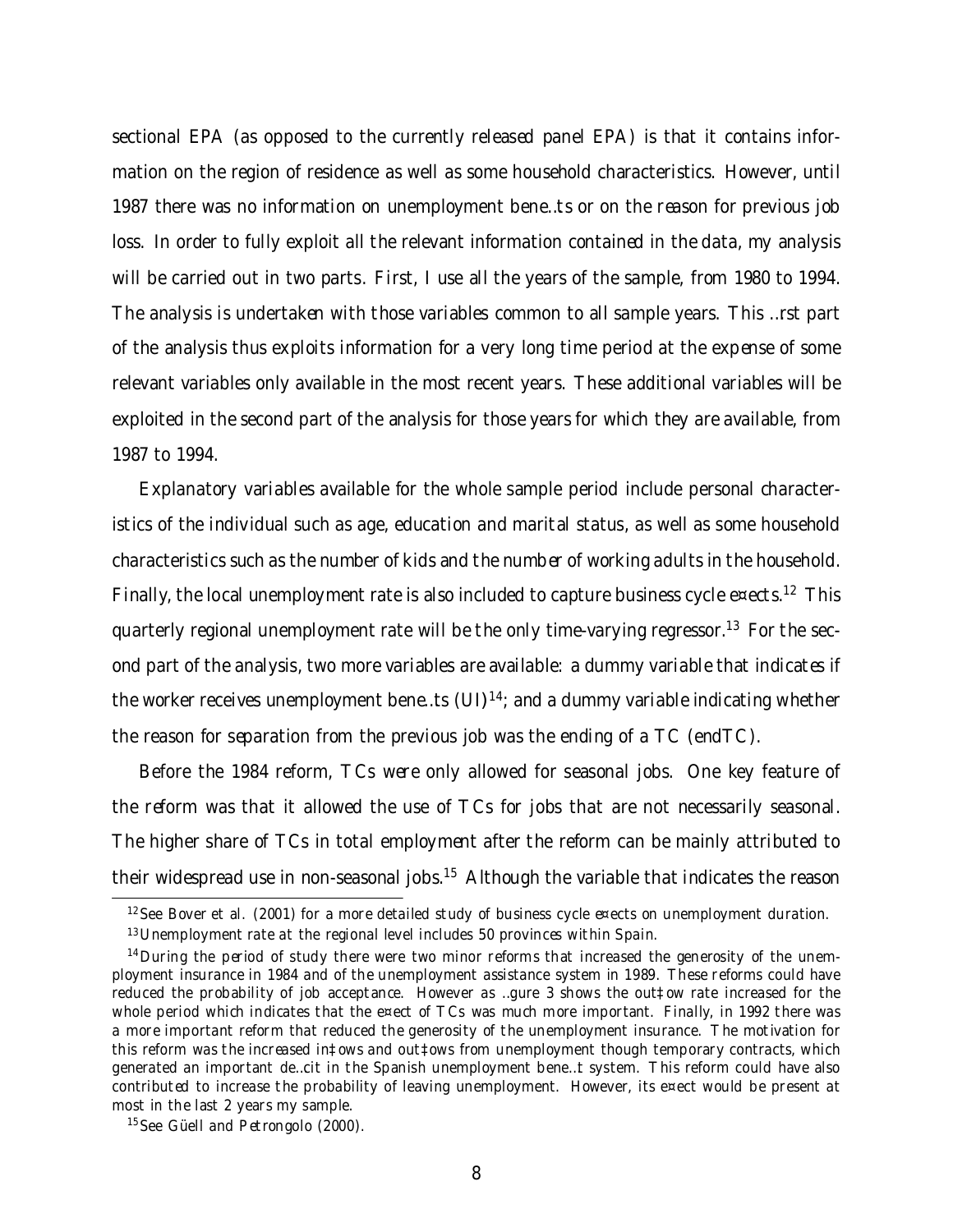sectional EPA (as opposed to the currently released panel EPA) is that it contains information on the region of residence as well as some household characteristics. However, until 1987 there was no information on unemployment benefits or on the reason for previous job loss. In order to fully exploit all the relevant information contained in the data, my analysis will be carried out in two parts. First, I use all the years of the sample, from 1980 to 1994. The analysis is undertaken with those variables common to all sample years. This first part of the analysis thus exploits information for a very long time period at the expense of some relevant variables only available in the most recent years. These additional variables will be exploited in the second part of the analysis for those years for which they are available, from 1987 to 1994.

Explanatory variables available for the whole sample period include personal characteristics of the individual such as age, education and marital status, as well as some household characteristics such as the number of kids and the number of working adults in the household. Finally, the local unemployment rate is also included to capture business cycle effects.[12] This quarterly regional unemployment rate will be the only time-varying regressor.[13] For the second part of the analysis, two more variables are available: a dummy variable that indicates if the worker receives unemployment benefits (UI)[14]; and a dummy variable indicating whether the reason for separation from the previous job was the ending of a TC (endTC).

Before the 1984 reform, TCs were only allowed for seasonal jobs. One key feature of the reform was that it allowed the use of TCs for jobs that are not necessarily seasonal. The higher share of TCs in total employment after the reform can be mainly attributed to their widespread use in non-seasonal jobs.[15] Although the variable that indicates the reason

[12] See Bover et al. (2001) for a more detailed study of business cycle effects on unemployment duration.

[13] Unemployment rate at the regional level includes 50 provinces within Spain.

[14] During the period of study there were two minor reforms that increased the generosity of the unemployment insurance in 1984 and of the unemployment assistance system in 1989. These reforms could have reduced the probability of job acceptance. However as figure 3 shows the outflow rate increased for the whole period which indicates that the effect of TCs was much more important. Finally, in 1992 there was a more important reform that reduced the generosity of the unemployment insurance. The motivation for this reform was the increased inflows and outflows from unemployment though temporary contracts, which generated an important deficit in the Spanish unemployment benefit system. This reform could have also contributed to increase the probability of leaving unemployment. However, its effect would be present at most in the last 2 years my sample.

[15] See Güell and Petrongolo (2000).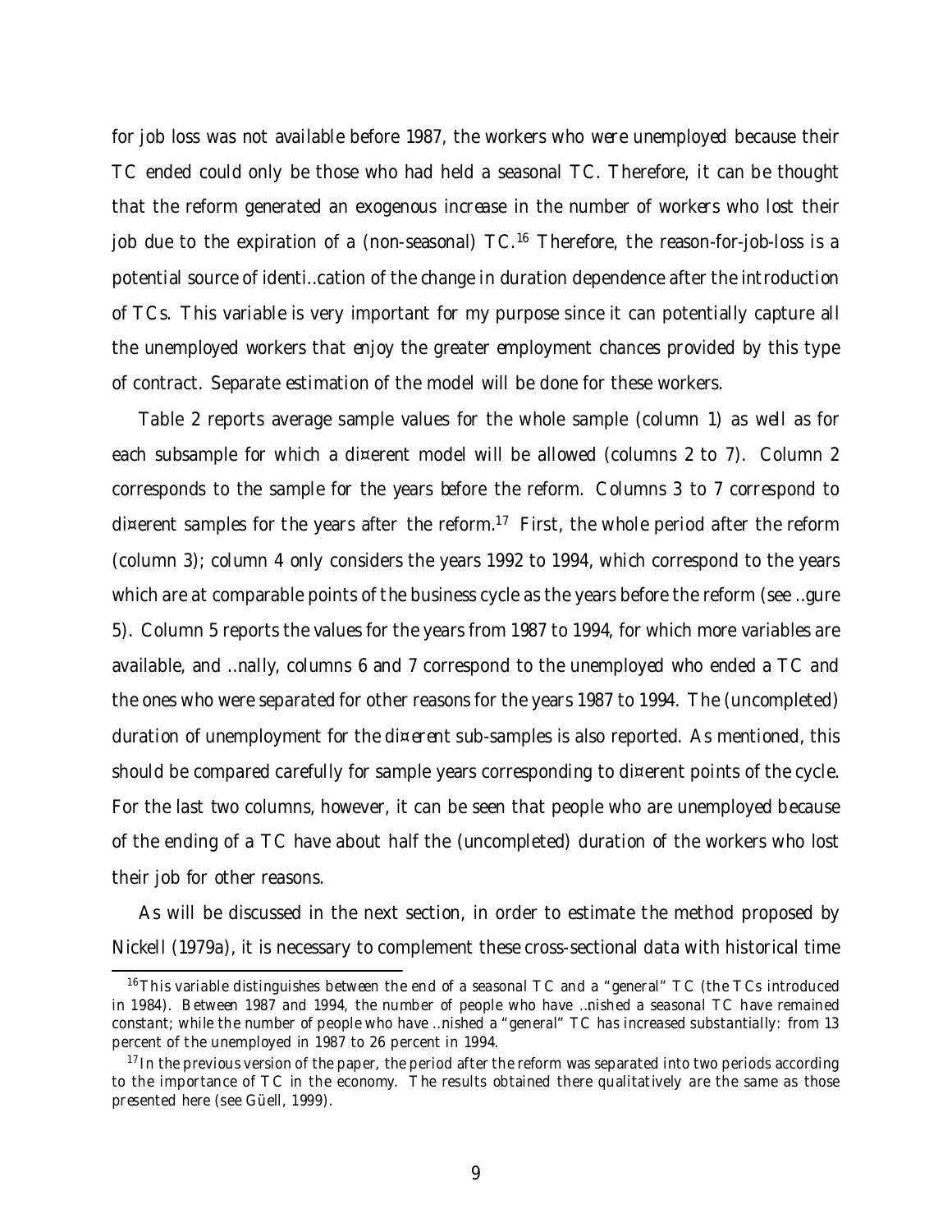for job loss was not available before 1987, the workers who were unemployed because their TC ended could only be those who had held a seasonal TC. Therefore, it can be thought that the reform generated an exogenous increase in the number of workers who lost their job due to the expiration of a (non-seasonal) TC.[16] Therefore, the reason-for-job-loss is a potential source of identification of the change in duration dependence after the introduction of TCs. This variable is very important for my purpose since it can potentially capture all the unemployed workers that enjoy the greater employment chances provided by this type of contract. Separate estimation of the model will be done for these workers.

Table 2 reports average sample values for the whole sample (column 1) as well as for each subsample for which a different model will be allowed (columns 2 to 7). Column 2 corresponds to the sample for the years before the reform. Columns 3 to 7 correspond to different samples for the years after the reform.[17] First, the whole period after the reform (column 3); column 4 only considers the years 1992 to 1994, which correspond to the years which are at comparable points of the business cycle as the years before the reform (see figure 5). Column 5 reports the values for the years from 1987 to 1994, for which more variables are available, and finally, columns 6 and 7 correspond to the unemployed who ended a TC and the ones who were separated for other reasons for the years 1987 to 1994. The (uncompleted) duration of unemployment for the different sub-samples is also reported. As mentioned, this should be compared carefully for sample years corresponding to different points of the cycle. For the last two columns, however, it can be seen that people who are unemployed because of the ending of a TC have about half the (uncompleted) duration of the workers who lost their job for other reasons.

As will be discussed in the next section, in order to estimate the method proposed by Nickell (1979a), it is necessary to complement these cross-sectional data with historical time

[16] This variable distinguishes between the end of a seasonal TC and a "general" TC (the TCs introduced in 1984). Between 1987 and 1994, the number of people who have finished a seasonal TC have remained constant; while the number of people who have finished a "general" TC has increased substantially: from 13 percent of the unemployed in 1987 to 26 percent in 1994.

[17] In the previous version of the paper, the period after the reform was separated into two periods according to the importance of TC in the economy. The results obtained there qualitatively are the same as those presented here (see Güell, 1999).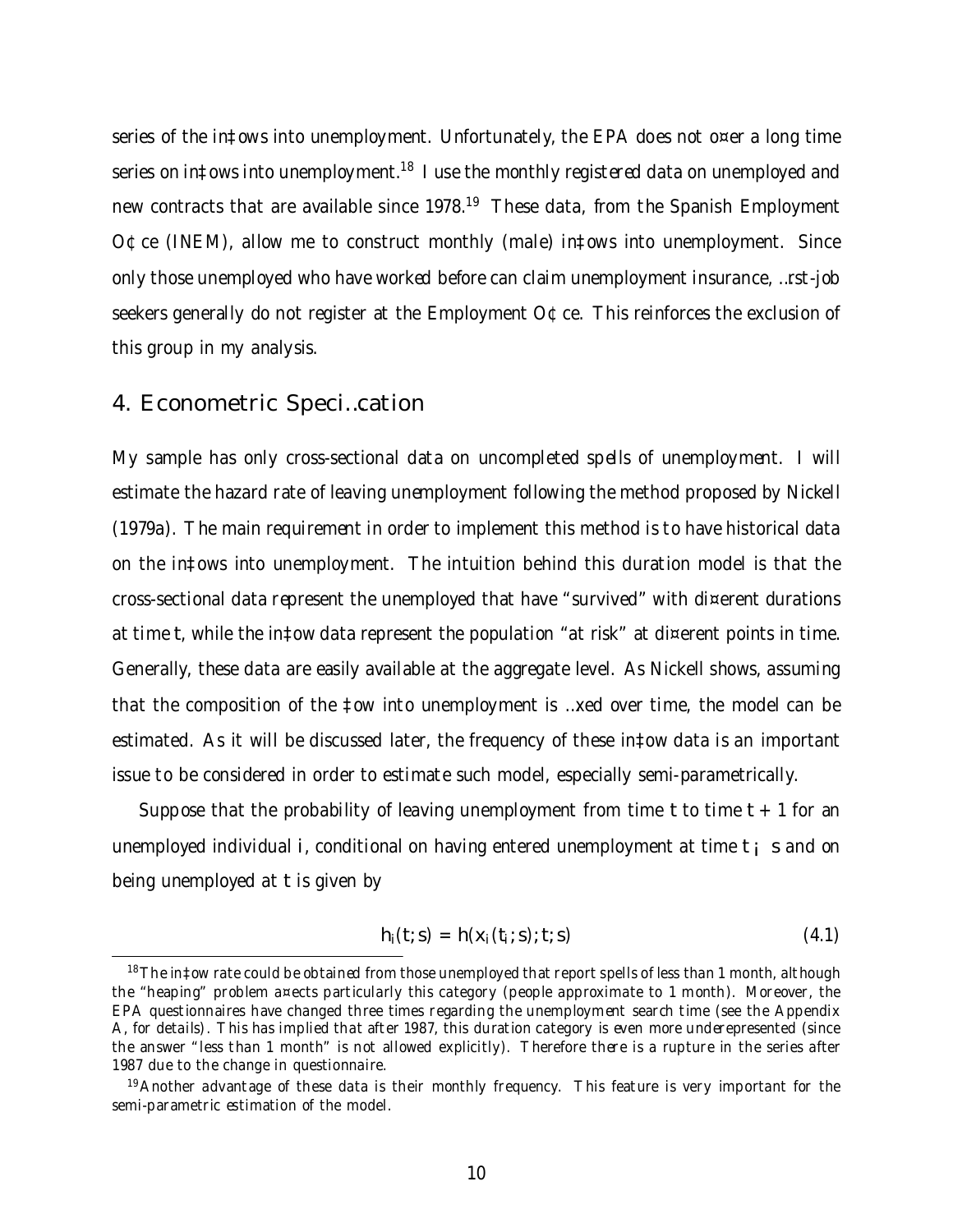series of the inflows into unemployment. Unfortunately, the EPA does not offer a long time series on inflows into unemployment.[18] I use the monthly registered data on unemployed and new contracts that are available since 1978.[19] These data, from the Spanish Employment Office (INEM), allow me to construct monthly (male) inflows into unemployment. Since only those unemployed who have worked before can claim unemployment insurance, first-job seekers generally do not register at the Employment Office. This reinforces the exclusion of this group in my analysis.

## 4. Econometric Specification

My sample has only cross-sectional data on uncompleted spells of unemployment. I will estimate the hazard rate of leaving unemployment following the method proposed by Nickell (1979a). The main requirement in order to implement this method is to have historical data on the inflows into unemployment. The intuition behind this duration model is that the cross-sectional data represent the unemployed that have "survived" with different durations at time $t$, while the inflow data represent the population "at risk" at different points in time. Generally, these data are easily available at the aggregate level. As Nickell shows, assuming that the composition of the flow into unemployment is fixed over time, the model can be estimated. As it will be discussed later, the frequency of these inflow data is an important issue to be considered in order to estimate such model, especially semi-parametrically.

Suppose that the probability of leaving unemployment from time $t$ to time $t+1$ for an unemployed individual $i$, conditional on having entered unemployment at time $t-s$ and on being unemployed at $t$ is given by

$$h_i(t; s) = h(x_i(t_i; s); t; s) \tag{4.1}$$

[18] The inflow rate could be obtained from those unemployed that report spells of less than 1 month, although the "heaping" problem affects particularly this category (people approximate to 1 month). Moreover, the EPA questionnaires have changed three times regarding the unemployment search time (see the Appendix A, for details). This has implied that after 1987, this duration category is even more underepresented (since the answer "less than 1 month" is not allowed explicitly). Therefore there is a rupture in the series after 1987 due to the change in questionnaire.

[19] Another advantage of these data is their monthly frequency. This feature is very important for the semi-parametric estimation of the model.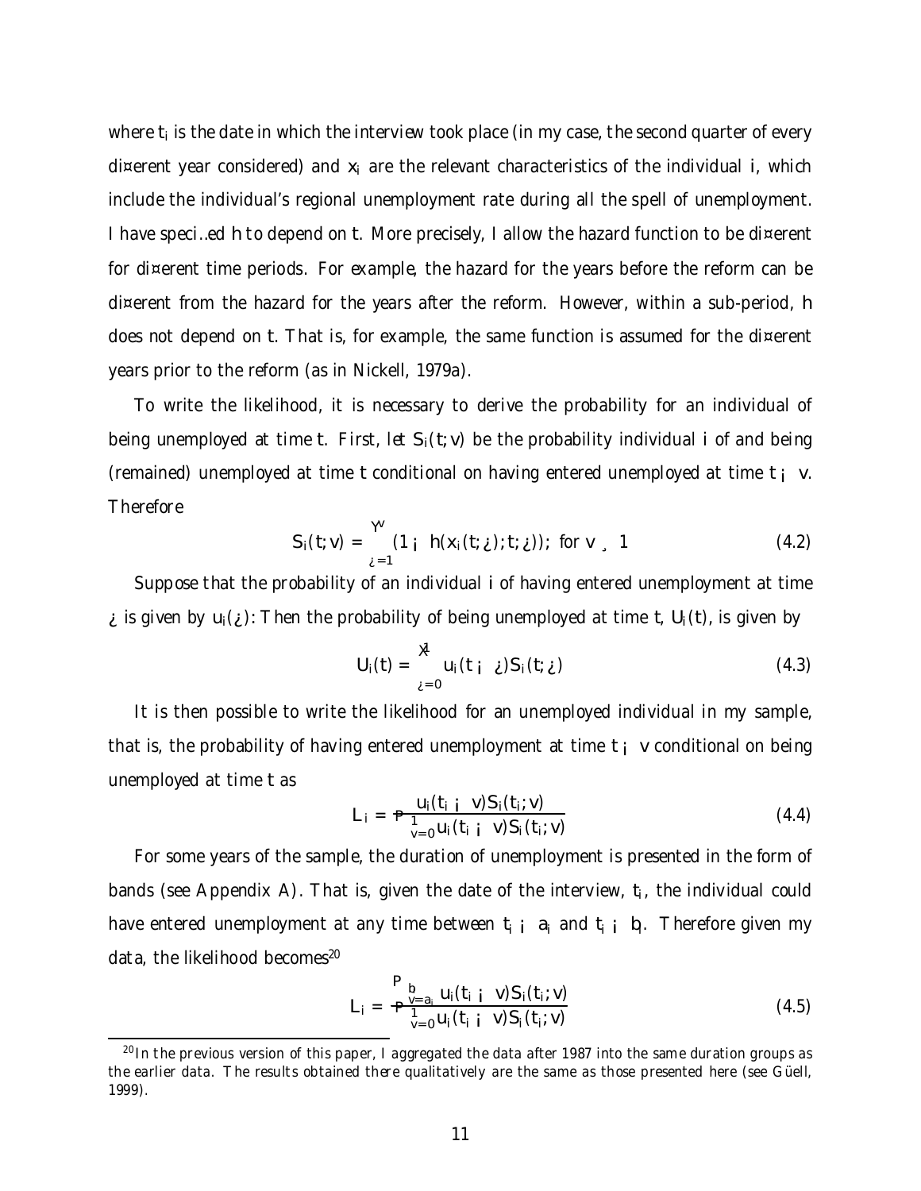where $t_i$ is the date in which the interview took place (in my case, the second quarter of every different year considered) and $x_i$ are the relevant characteristics of the individual $i$, which include the individual's regional unemployment rate during all the spell of unemployment. I have specified $h$ to depend on $t$. More precisely, I allow the hazard function to be different for different time periods. For example, the hazard for the years before the reform can be different from the hazard for the years after the reform. However, within a sub-period, $h$ does not depend on $t$. That is, for example, the same function is assumed for the different years prior to the reform (as in Nickell, 1979a).

To write the likelihood, it is necessary to derive the probability for an individual of being unemployed at time $t$. First, let $S_i(t; v)$ be the probability individual $i$ of and being (remained) unemployed at time $t$ conditional on having entered unemployed at time $t - v$. Therefore

$$S_i(t; v) = \prod_{\tau=1}^{v} (1 - h(x_i(t; \tau); t; \tau)); \text{ for } v \geq 1 \tag{4.2}$$

Suppose that the probability of an individual $i$ of having entered unemployment at time $\tau$ is given by $u_i(\tau)$: Then the probability of being unemployed at time $t$, $U_i(t)$, is given by

$$U_i(t) = \sum_{\tau=0}^{1} u_i(t - \tau) S_i(t; \tau) \tag{4.3}$$

It is then possible to write the likelihood for an unemployed individual in my sample, that is, the probability of having entered unemployment at time $t - v$ conditional on being unemployed at time $t$ as

$$L_i = \frac{u_i(t_i - v) S_i(t_i; v)}{\sum_{v=0}^{1} u_i(t_i - v) S_i(t_i; v)} \tag{4.4}$$

For some years of the sample, the duration of unemployment is presented in the form of bands (see Appendix A). That is, given the date of the interview, $t_i$, the individual could have entered unemployment at any time between $t_i - a_i$ and $t_i - b_i$. Therefore given my data, the likelihood becomes[20]

$$L_i = \frac{\sum_{v=a_i}^{b_i} u_i(t_i - v) S_i(t_i; v)}{\sum_{v=0}^{1} u_i(t_i - v) S_i(t_i; v)} \tag{4.5}$$

[20] In the previous version of this paper, I aggregated the data after 1987 into the same duration groups as the earlier data. The results obtained there qualitatively are the same as those presented here (see Güell, 1999).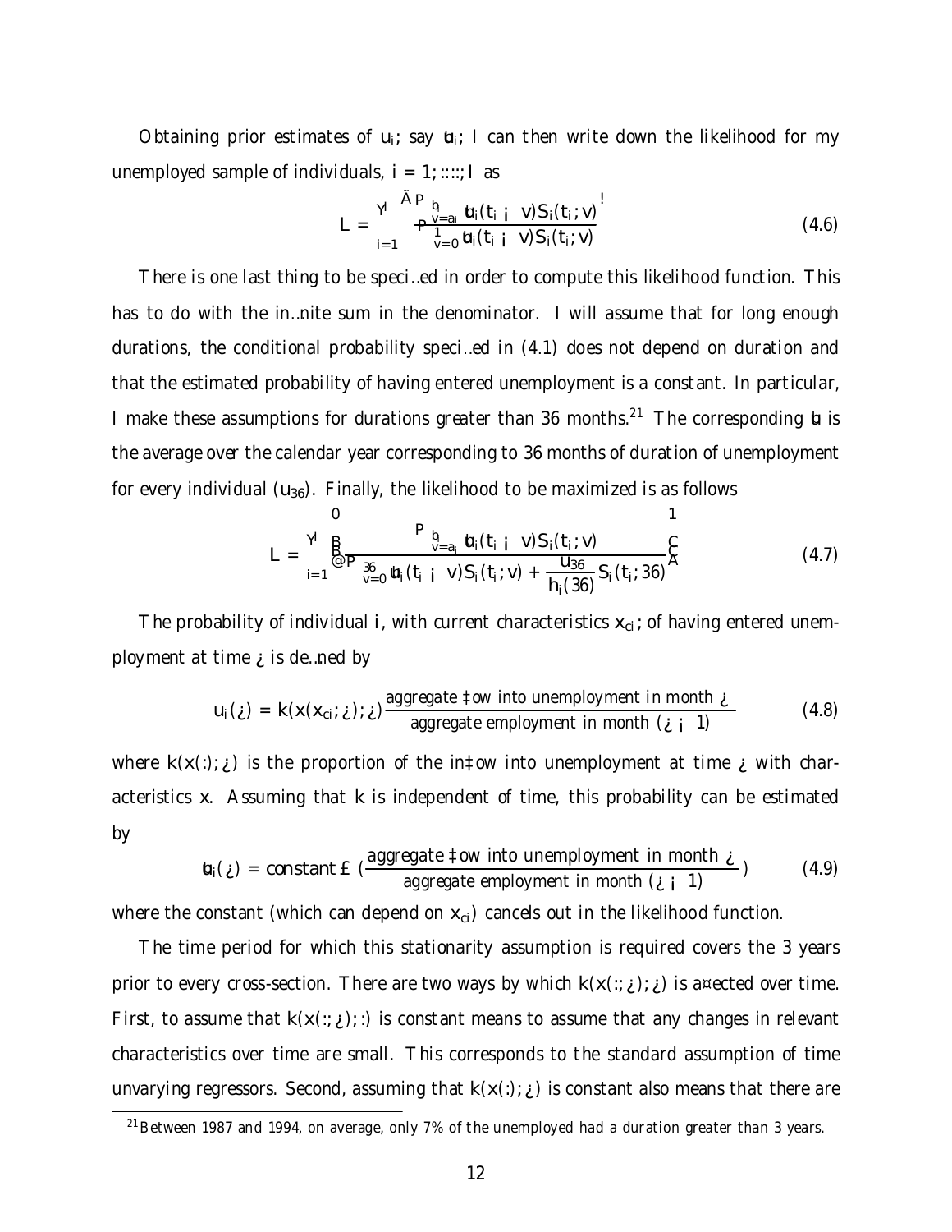Obtaining prior estimates of $u_i$, say $\hat{u}_i$, I can then write down the likelihood for my unemployed sample of individuals, $i = 1, \ldots, I$ as

$$L = \prod_{i=1}^{I} \left( \frac{\sum_{v=a_i}^{b_i} \hat{u}_i(t_i - v) S_i(t_i; v)}{\sum_{v=0}^{\infty} \hat{u}_i(t_i - v) S_i(t_i; v)} \right) \tag{4.6}$$

There is one last thing to be specified in order to compute this likelihood function. This has to do with the infinite sum in the denominator. I will assume that for long enough durations, the conditional probability specified in (4.1) does not depend on duration and that the estimated probability of having entered unemployment is a constant. In particular, I make these assumptions for durations greater than 36 months.[21] The corresponding $\hat{u}$ is the average over the calendar year corresponding to 36 months of duration of unemployment for every individual ($u_{36}$). Finally, the likelihood to be maximized is as follows

$$L = \prod_{i=1}^{I} \left( \frac{\sum_{v=a_i}^{b_i} \hat{u}_i(t_i - v) S_i(t_i; v)}{\sum_{v=0}^{36} \hat{u}_i(t_i - v) S_i(t_i; v) + \frac{u_{36}}{h_i(36)} S_i(t_i; 36)} \right) \tag{4.7}$$

The probability of individual $i$, with current characteristics $x_{ci}$, of having entered unemployment at time $\tau$ is defined by

$$u_i(\tau) = k(x(x_{ci}; \tau); \tau) \frac{\text{aggregate flow into unemployment in month } \tau}{\text{aggregate employment in month } (\tau - 1)} \tag{4.8}$$

where $k(x(.); \tau)$ is the proportion of the inflow into unemployment at time $\tau$ with characteristics $x$. Assuming that $k$ is independent of time, this probability can be estimated by

$$\hat{u}_i(\tau) = \text{constant} \times \left( \frac{\text{aggregate flow into unemployment in month } \tau}{\text{aggregate employment in month } (\tau - 1)} \right) \tag{4.9}$$

where the constant (which can depend on $x_{ci}$) cancels out in the likelihood function.

The time period for which this stationarity assumption is required covers the 3 years prior to every cross-section. There are two ways by which $k(x(.; \tau); \tau)$ is affected over time. First, to assume that $k(x(.; \tau); .)$ is constant means to assume that any changes in relevant characteristics over time are small. This corresponds to the standard assumption of time unvarying regressors. Second, assuming that $k(x(.); \tau)$ is constant also means that there are

[21] Between 1987 and 1994, on average, only 7% of the unemployed had a duration greater than 3 years.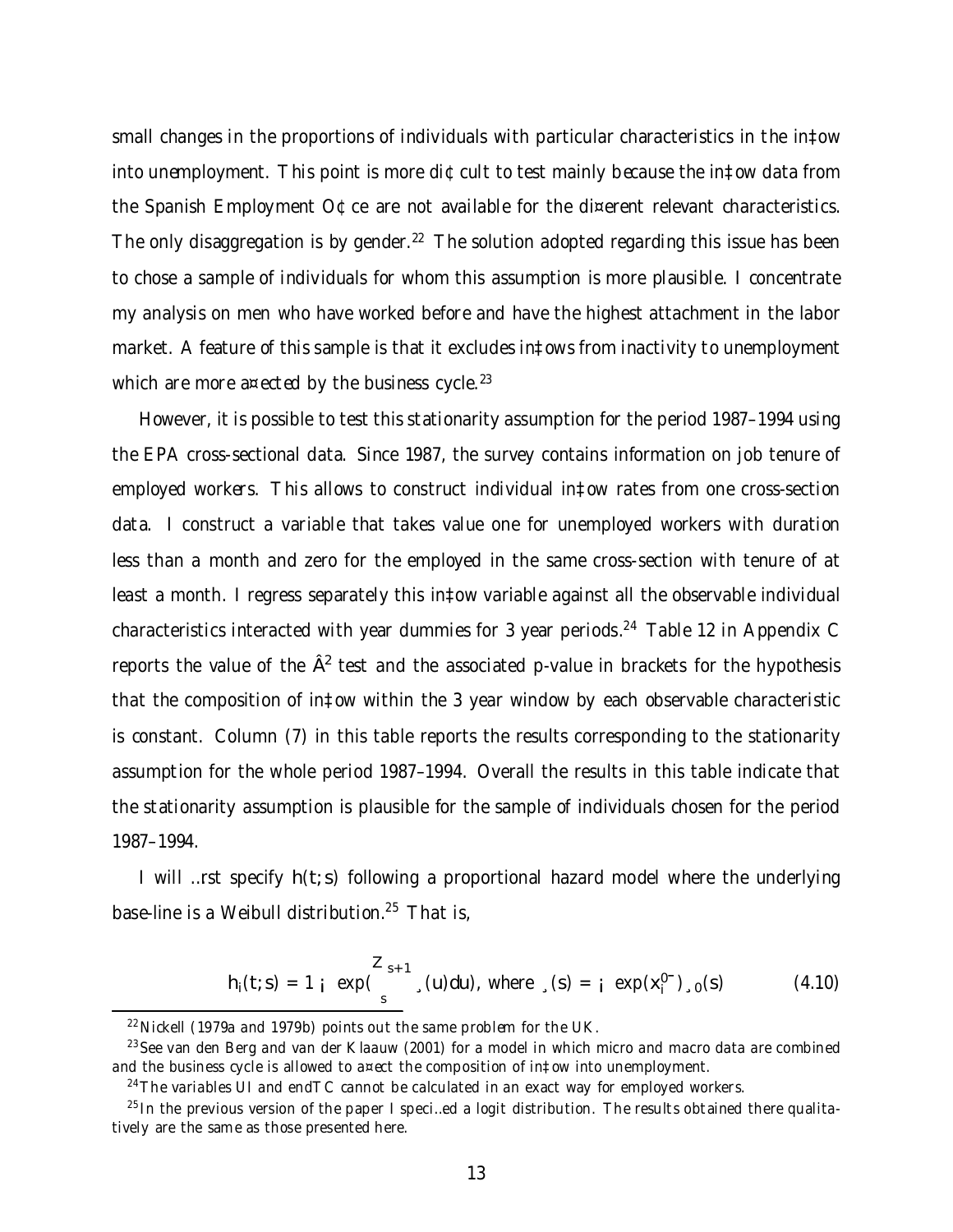small changes in the proportions of individuals with particular characteristics in the inflow into unemployment. This point is more difficult to test mainly because the inflow data from the Spanish Employment Office are not available for the different relevant characteristics. The only disaggregation is by gender.[22] The solution adopted regarding this issue has been to chose a sample of individuals for whom this assumption is more plausible. I concentrate my analysis on men who have worked before and have the highest attachment in the labor market. A feature of this sample is that it excludes inflows from inactivity to unemployment which are more affected by the business cycle.[23]

However, it is possible to test this stationarity assumption for the period 1987–1994 using the EPA cross-sectional data. Since 1987, the survey contains information on job tenure of employed workers. This allows to construct individual inflow rates from one cross-section data. I construct a variable that takes value one for unemployed workers with duration less than a month and zero for the employed in the same cross-section with tenure of at least a month. I regress separately this inflow variable against all the observable individual characteristics interacted with year dummies for 3 year periods.[24] Table 12 in Appendix C reports the value of the $\chi^2$ test and the associated p-value in brackets for the hypothesis that the composition of inflow within the 3 year window by each observable characteristic is constant. Column (7) in this table reports the results corresponding to the stationarity assumption for the whole period 1987–1994. Overall the results in this table indicate that the stationarity assumption is plausible for the sample of individuals chosen for the period 1987–1994.

I will first specify $h(t;s)$ following a proportional hazard model where the underlying base-line is a Weibull distribution.[25] That is,

$$h_i(t;s) = 1 - \exp\left(\int_s^{s+1} \lambda(u)du\right), \text{ where } \lambda(s) = -\exp(x_i'\beta)\lambda_0(s) \tag{4.10}$$

---

[22] Nickell (1979a and 1979b) points out the same problem for the UK.

[23] See van den Berg and van der Klaauw (2001) for a model in which micro and macro data are combined and the business cycle is allowed to affect the composition of inflow into unemployment.

[24] The variables UI and endTC cannot be calculated in an exact way for employed workers.

[25] In the previous version of the paper I specified a logit distribution. The results obtained there qualitatively are the same as those presented here.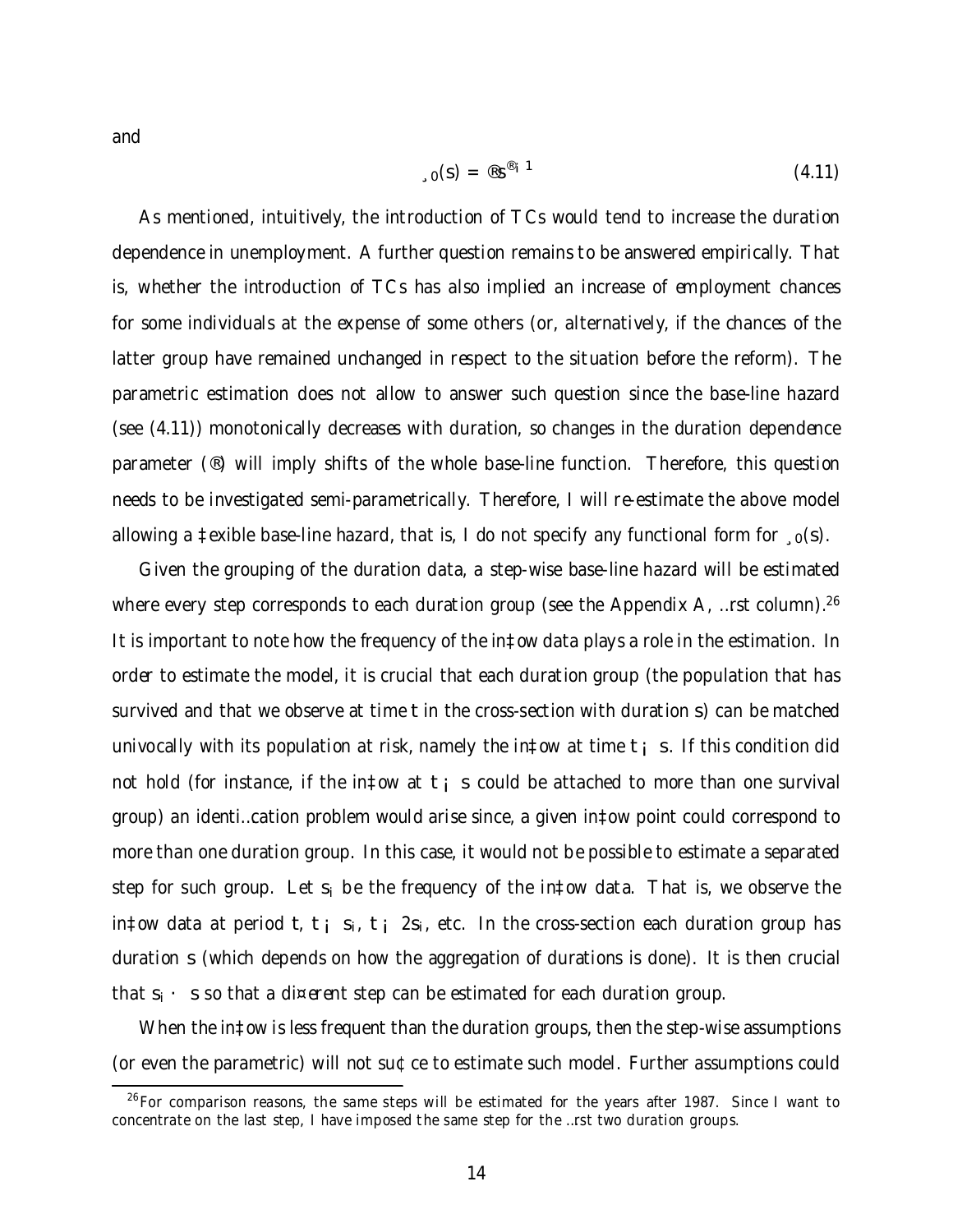and

$$\lambda_0(s) = \alpha s^{\alpha - 1} \tag{4.11}$$

As mentioned, intuitively, the introduction of TCs would tend to increase the duration dependence in unemployment. A further question remains to be answered empirically. That is, whether the introduction of TCs has also implied an increase of employment chances for some individuals at the expense of some others (or, alternatively, if the chances of the latter group have remained unchanged in respect to the situation before the reform). The parametric estimation does not allow to answer such question since the base-line hazard (see (4.11)) monotonically decreases with duration, so changes in the duration dependence parameter ($\alpha$) will imply shifts of the whole base-line function. Therefore, this question needs to be investigated semi-parametrically. Therefore, I will re-estimate the above model allowing a flexible base-line hazard, that is, I do not specify any functional form for $\lambda_0(s)$.

Given the grouping of the duration data, a step-wise base-line hazard will be estimated where every step corresponds to each duration group (see the Appendix A, first column).[26] It is important to note how the frequency of the inflow data plays a role in the estimation. In order to estimate the model, it is crucial that each duration group (the population that has survived and that we observe at time $t$ in the cross-section with duration $s$) can be matched univocally with its population at risk, namely the inflow at time $t - s$. If this condition did not hold (for instance, if the inflow at $t - s$ could be attached to more than one survival group) an identification problem would arise since, a given inflow point could correspond to more than one duration group. In this case, it would not be possible to estimate a separated step for such group. Let $s_i$ be the frequency of the inflow data. That is, we observe the inflow data at period $t$, $t - s_i$, $t - 2s_i$, etc. In the cross-section each duration group has duration $s$ (which depends on how the aggregation of durations is done). It is then crucial that $s_i \leq s$ so that a different step can be estimated for each duration group.

When the inflow is less frequent than the duration groups, then the step-wise assumptions (or even the parametric) will not suffice to estimate such model. Further assumptions could

[26] For comparison reasons, the same steps will be estimated for the years after 1987. Since I want to concentrate on the last step, I have imposed the same step for the first two duration groups.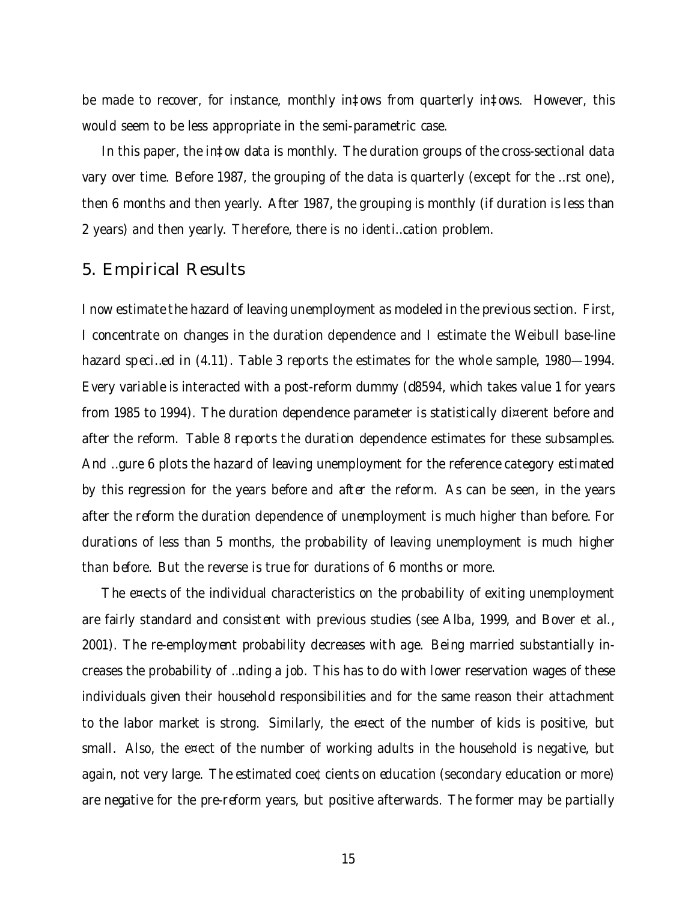be made to recover, for instance, monthly inflows from quarterly inflows. However, this would seem to be less appropriate in the semi-parametric case.

In this paper, the inflow data is monthly. The duration groups of the cross-sectional data vary over time. Before 1987, the grouping of the data is quarterly (except for the first one), then 6 months and then yearly. After 1987, the grouping is monthly (if duration is less than 2 years) and then yearly. Therefore, there is no identification problem.

## 5. Empirical Results

I now estimate the hazard of leaving unemployment as modeled in the previous section. First, I concentrate on changes in the duration dependence and I estimate the Weibull base-line hazard specified in (4.11). Table 3 reports the estimates for the whole sample, 1980—1994. Every variable is interacted with a post-reform dummy (d8594, which takes value 1 for years from 1985 to 1994). The duration dependence parameter is statistically different before and after the reform. Table 8 reports the duration dependence estimates for these subsamples. And figure 6 plots the hazard of leaving unemployment for the reference category estimated by this regression for the years before and after the reform. As can be seen, in the years after the reform the duration dependence of unemployment is much higher than before. For durations of less than 5 months, the probability of leaving unemployment is much higher than before. But the reverse is true for durations of 6 months or more.

The effects of the individual characteristics on the probability of exiting unemployment are fairly standard and consistent with previous studies (see Alba, 1999, and Bover et al., 2001). The re-employment probability decreases with age. Being married substantially increases the probability of finding a job. This has to do with lower reservation wages of these individuals given their household responsibilities and for the same reason their attachment to the labor market is strong. Similarly, the effect of the number of kids is positive, but small. Also, the effect of the number of working adults in the household is negative, but again, not very large. The estimated coefficients on education (secondary education or more) are negative for the pre-reform years, but positive afterwards. The former may be partially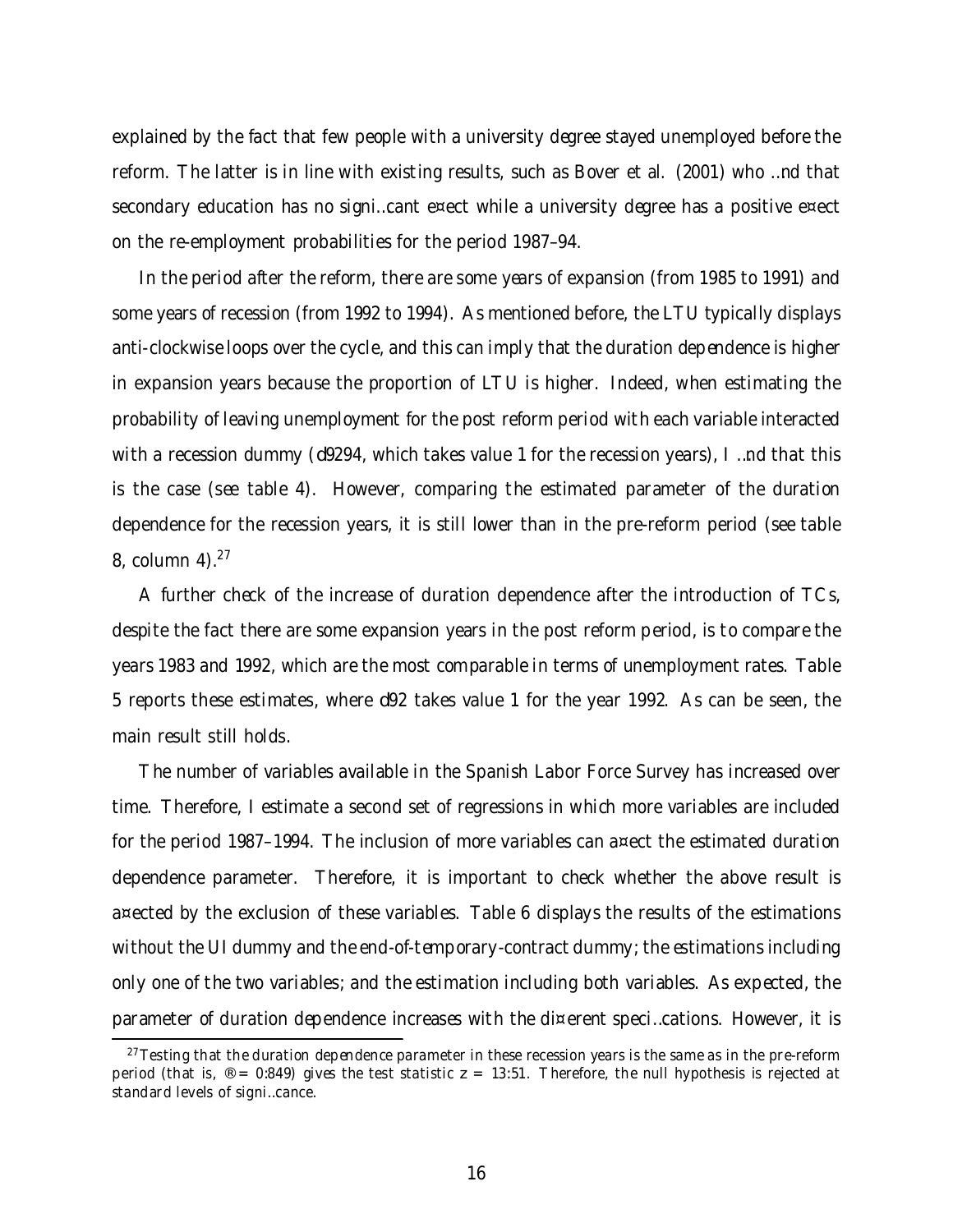explained by the fact that few people with a university degree stayed unemployed before the reform. The latter is in line with existing results, such as Bover et al. (2001) who find that secondary education has no significant effect while a university degree has a positive effect on the re-employment probabilities for the period 1987–94.

In the period after the reform, there are some years of expansion (from 1985 to 1991) and some years of recession (from 1992 to 1994). As mentioned before, the LTU typically displays anti-clockwise loops over the cycle, and this can imply that the duration dependence is higher in expansion years because the proportion of LTU is higher. Indeed, when estimating the probability of leaving unemployment for the post reform period with each variable interacted with a recession dummy (d9294, which takes value 1 for the recession years), I find that this is the case (see table 4). However, comparing the estimated parameter of the duration dependence for the recession years, it is still lower than in the pre-reform period (see table 8, column 4).[27]

A further check of the increase of duration dependence after the introduction of TCs, despite the fact there are some expansion years in the post reform period, is to compare the years 1983 and 1992, which are the most comparable in terms of unemployment rates. Table 5 reports these estimates, where d92 takes value 1 for the year 1992. As can be seen, the main result still holds.

The number of variables available in the Spanish Labor Force Survey has increased over time. Therefore, I estimate a second set of regressions in which more variables are included for the period 1987–1994. The inclusion of more variables can affect the estimated duration dependence parameter. Therefore, it is important to check whether the above result is affected by the exclusion of these variables. Table 6 displays the results of the estimations without the UI dummy and the end-of-temporary-contract dummy; the estimations including only one of the two variables; and the estimation including both variables. As expected, the parameter of duration dependence increases with the different specifications. However, it is

[27] Testing that the duration dependence parameter in these recession years is the same as in the pre-reform period (that is, $\alpha = 0.849$) gives the test statistic $z = 13.51$. Therefore, the null hypothesis is rejected at standard levels of significance.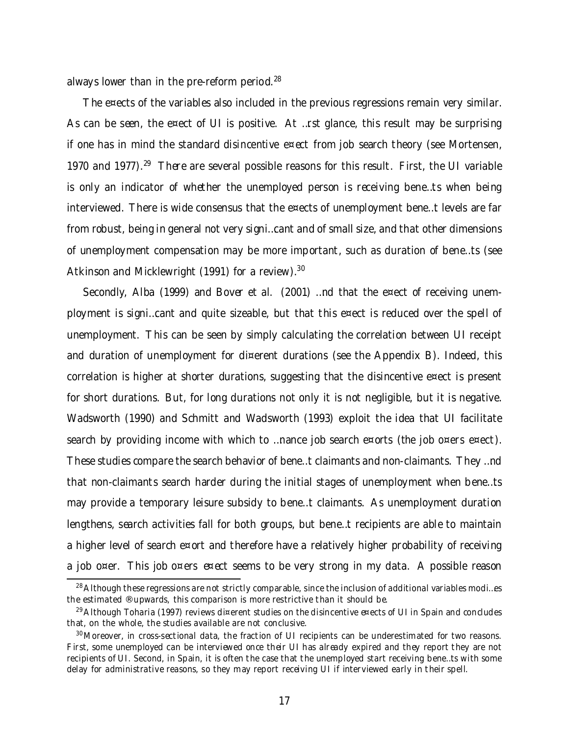always lower than in the pre-reform period.[28]

The effects of the variables also included in the previous regressions remain very similar. As can be seen, the effect of UI is positive. At first glance, this result may be surprising if one has in mind the standard disincentive effect from job search theory (see Mortensen, 1970 and 1977).[29] There are several possible reasons for this result. First, the UI variable is only an indicator of whether the unemployed person is receiving benefits when being interviewed. There is wide consensus that the effects of unemployment benefit levels are far from robust, being in general not very significant and of small size, and that other dimensions of unemployment compensation may be more important, such as duration of benefits (see Atkinson and Micklewright (1991) for a review).[30]

Secondly, Alba (1999) and Bover et al. (2001) find that the effect of receiving unemployment is significant and quite sizeable, but that this effect is reduced over the spell of unemployment. This can be seen by simply calculating the correlation between UI receipt and duration of unemployment for different durations (see the Appendix B). Indeed, this correlation is higher at shorter durations, suggesting that the disincentive effect is present for short durations. But, for long durations not only it is not negligible, but it is negative. Wadsworth (1990) and Schmitt and Wadsworth (1993) exploit the idea that UI facilitate search by providing income with which to finance job search efforts (the job offers effect). These studies compare the search behavior of benefit claimants and non-claimants. They find that non-claimants search harder during the initial stages of unemployment when benefits may provide a temporary leisure subsidy to benefit claimants. As unemployment duration lengthens, search activities fall for both groups, but benefit recipients are able to maintain a higher level of search effort and therefore have a relatively higher probability of receiving a job offer. This job offers effect seems to be very strong in my data. A possible reason

---

[28] Although these regressions are not strictly comparable, since the inclusion of additional variables modifies the estimated $\beta$ upwards, this comparison is more restrictive than it should be.

[29] Although Toharia (1997) reviews different studies on the disincentive effects of UI in Spain and concludes that, on the whole, the studies available are not conclusive.

[30] Moreover, in cross-sectional data, the fraction of UI recipients can be underestimated for two reasons. First, some unemployed can be interviewed once their UI has already expired and they report they are not recipients of UI. Second, in Spain, it is often the case that the unemployed start receiving benefits with some delay for administrative reasons, so they may report receiving UI if interviewed early in their spell.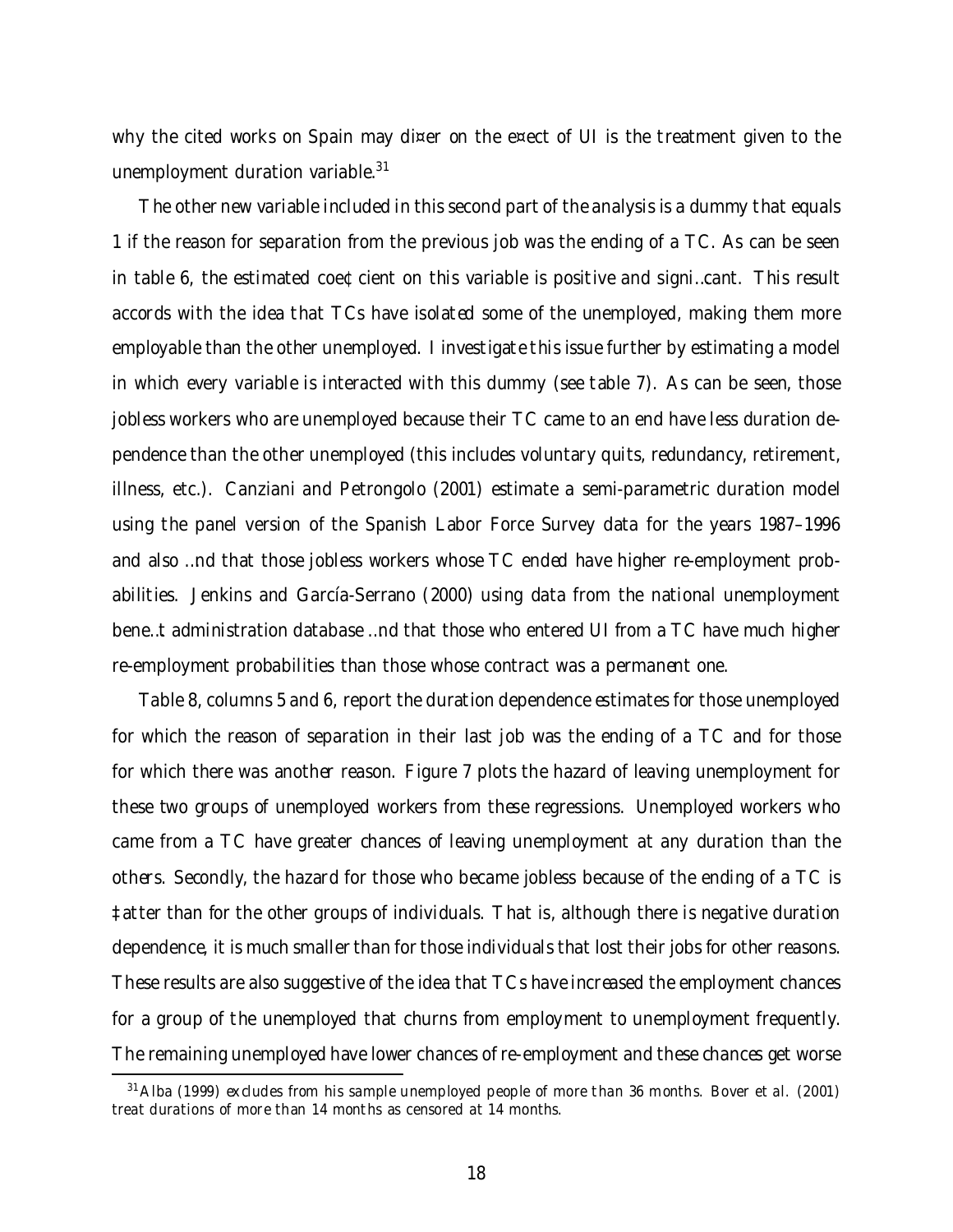why the cited works on Spain may differ on the effect of UI is the treatment given to the unemployment duration variable.[31]

The other new variable included in this second part of the analysis is a dummy that equals 1 if the reason for separation from the previous job was the ending of a TC. As can be seen in table 6, the estimated coefficient on this variable is positive and significant. This result accords with the idea that TCs have isolated some of the unemployed, making them more employable than the other unemployed. I investigate this issue further by estimating a model in which every variable is interacted with this dummy (see table 7). As can be seen, those jobless workers who are unemployed because their TC came to an end have less duration dependence than the other unemployed (this includes voluntary quits, redundancy, retirement, illness, etc.). Canziani and Petrongolo (2001) estimate a semi-parametric duration model using the panel version of the Spanish Labor Force Survey data for the years 1987–1996 and also find that those jobless workers whose TC ended have higher re-employment probabilities. Jenkins and García-Serrano (2000) using data from the national unemployment benefit administration database find that those who entered UI from a TC have much higher re-employment probabilities than those whose contract was a permanent one.

Table 8, columns 5 and 6, report the duration dependence estimates for those unemployed for which the reason of separation in their last job was the ending of a TC and for those for which there was another reason. Figure 7 plots the hazard of leaving unemployment for these two groups of unemployed workers from these regressions. Unemployed workers who came from a TC have greater chances of leaving unemployment at any duration than the others. Secondly, the hazard for those who became jobless because of the ending of a TC is flatter than for the other groups of individuals. That is, although there is negative duration dependence, it is much smaller than for those individuals that lost their jobs for other reasons. These results are also suggestive of the idea that TCs have increased the employment chances for a group of the unemployed that churns from employment to unemployment frequently. The remaining unemployed have lower chances of re-employment and these chances get worse

[31] Alba (1999) excludes from his sample unemployed people of more than 36 months. Bover et al. (2001) treat durations of more than 14 months as censored at 14 months.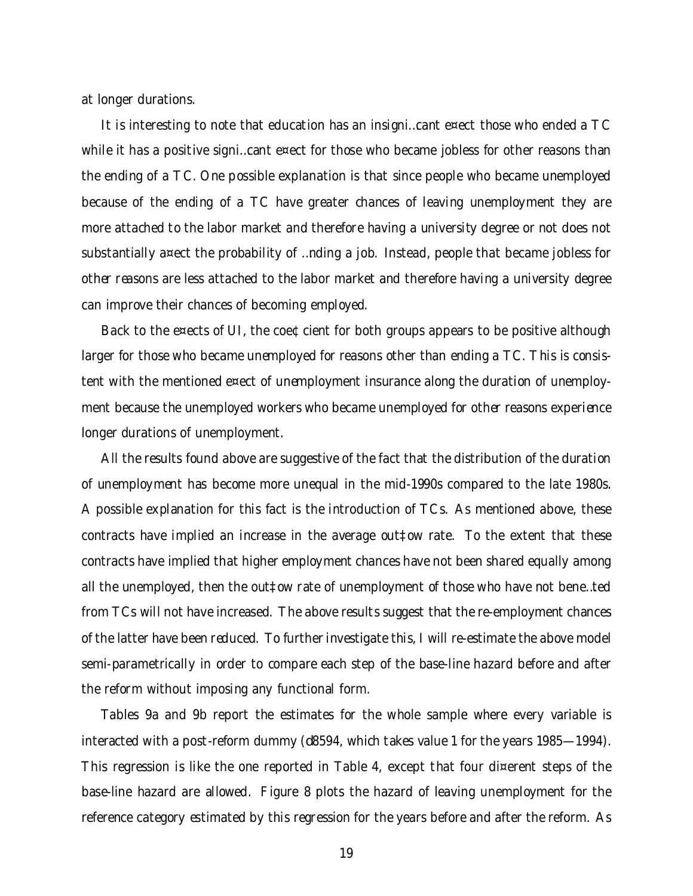at longer durations.

It is interesting to note that education has an insignificant effect those who ended a TC while it has a positive significant effect for those who became jobless for other reasons than the ending of a TC. One possible explanation is that since people who became unemployed because of the ending of a TC have greater chances of leaving unemployment they are more attached to the labor market and therefore having a university degree or not does not substantially affect the probability of finding a job. Instead, people that became jobless for other reasons are less attached to the labor market and therefore having a university degree can improve their chances of becoming employed.

Back to the effects of UI, the coefficient for both groups appears to be positive although larger for those who became unemployed for reasons other than ending a TC. This is consistent with the mentioned effect of unemployment insurance along the duration of unemployment because the unemployed workers who became unemployed for other reasons experience longer durations of unemployment.

All the results found above are suggestive of the fact that the distribution of the duration of unemployment has become more unequal in the mid-1990s compared to the late 1980s. A possible explanation for this fact is the introduction of TCs. As mentioned above, these contracts have implied an increase in the average outflow rate. To the extent that these contracts have implied that higher employment chances have not been shared equally among all the unemployed, then the outflow rate of unemployment of those who have not benefited from TCs will not have increased. The above results suggest that the re-employment chances of the latter have been reduced. To further investigate this, I will re-estimate the above model semi-parametrically in order to compare each step of the base-line hazard before and after the reform without imposing any functional form.

Tables 9a and 9b report the estimates for the whole sample where every variable is interacted with a post-reform dummy (d8594, which takes value 1 for the years 1985—1994). This regression is like the one reported in Table 4, except that four different steps of the base-line hazard are allowed. Figure 8 plots the hazard of leaving unemployment for the reference category estimated by this regression for the years before and after the reform. As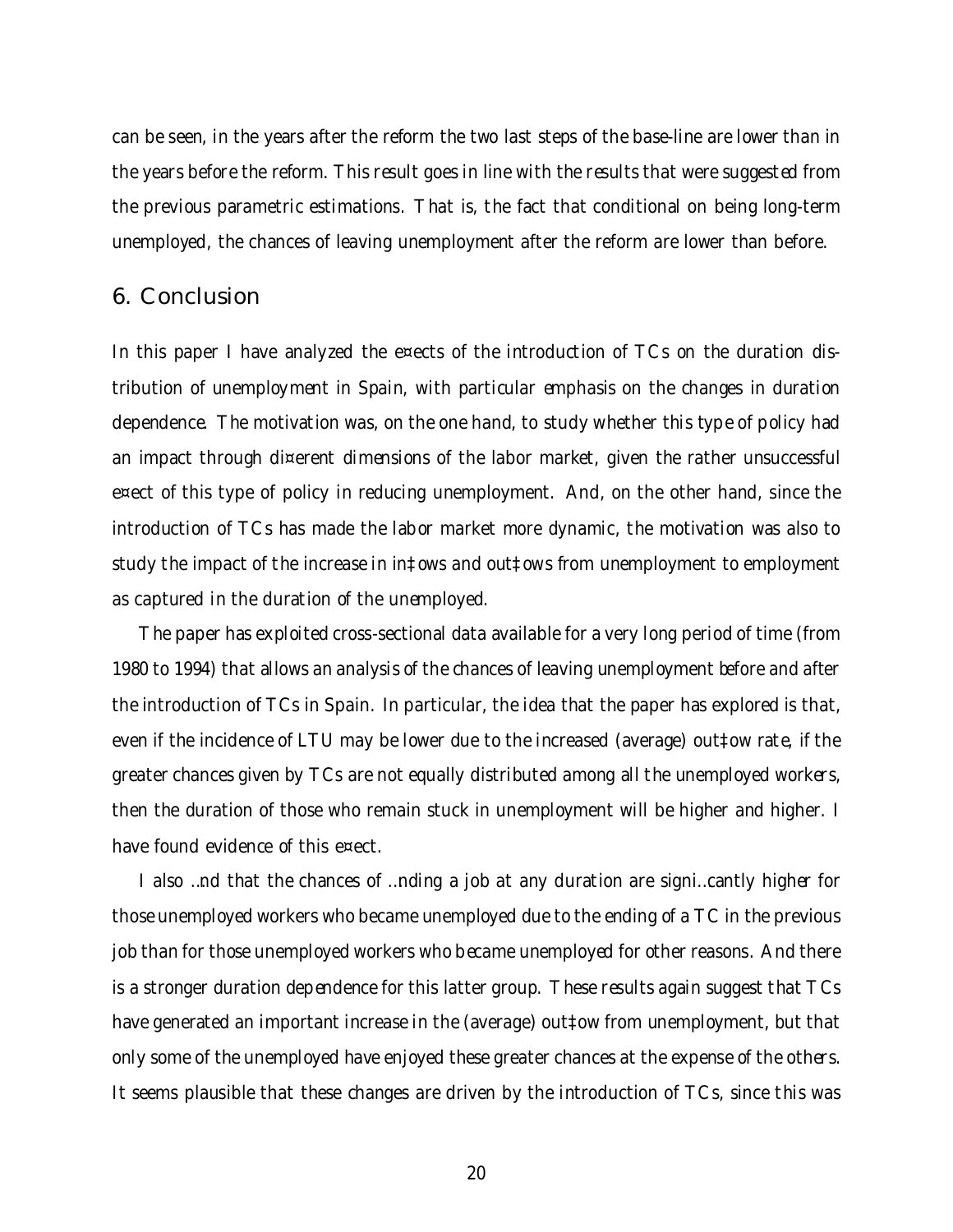can be seen, in the years after the reform the two last steps of the base-line are lower than in the years before the reform. This result goes in line with the results that were suggested from the previous parametric estimations. That is, the fact that conditional on being long-term unemployed, the chances of leaving unemployment after the reform are lower than before.

## 6. Conclusion

In this paper I have analyzed the effects of the introduction of TCs on the duration distribution of unemployment in Spain, with particular emphasis on the changes in duration dependence. The motivation was, on the one hand, to study whether this type of policy had an impact through different dimensions of the labor market, given the rather unsuccessful effect of this type of policy in reducing unemployment. And, on the other hand, since the introduction of TCs has made the labor market more dynamic, the motivation was also to study the impact of the increase in inflows and outflows from unemployment to employment as captured in the duration of the unemployed.

The paper has exploited cross-sectional data available for a very long period of time (from 1980 to 1994) that allows an analysis of the chances of leaving unemployment before and after the introduction of TCs in Spain. In particular, the idea that the paper has explored is that, even if the incidence of LTU may be lower due to the increased (average) outflow rate, if the greater chances given by TCs are not equally distributed among all the unemployed workers, then the duration of those who remain stuck in unemployment will be higher and higher. I have found evidence of this effect.

I also find that the chances of finding a job at any duration are significantly higher for those unemployed workers who became unemployed due to the ending of a TC in the previous job than for those unemployed workers who became unemployed for other reasons. And there is a stronger duration dependence for this latter group. These results again suggest that TCs have generated an important increase in the (average) outflow from unemployment, but that only some of the unemployed have enjoyed these greater chances at the expense of the others. It seems plausible that these changes are driven by the introduction of TCs, since this was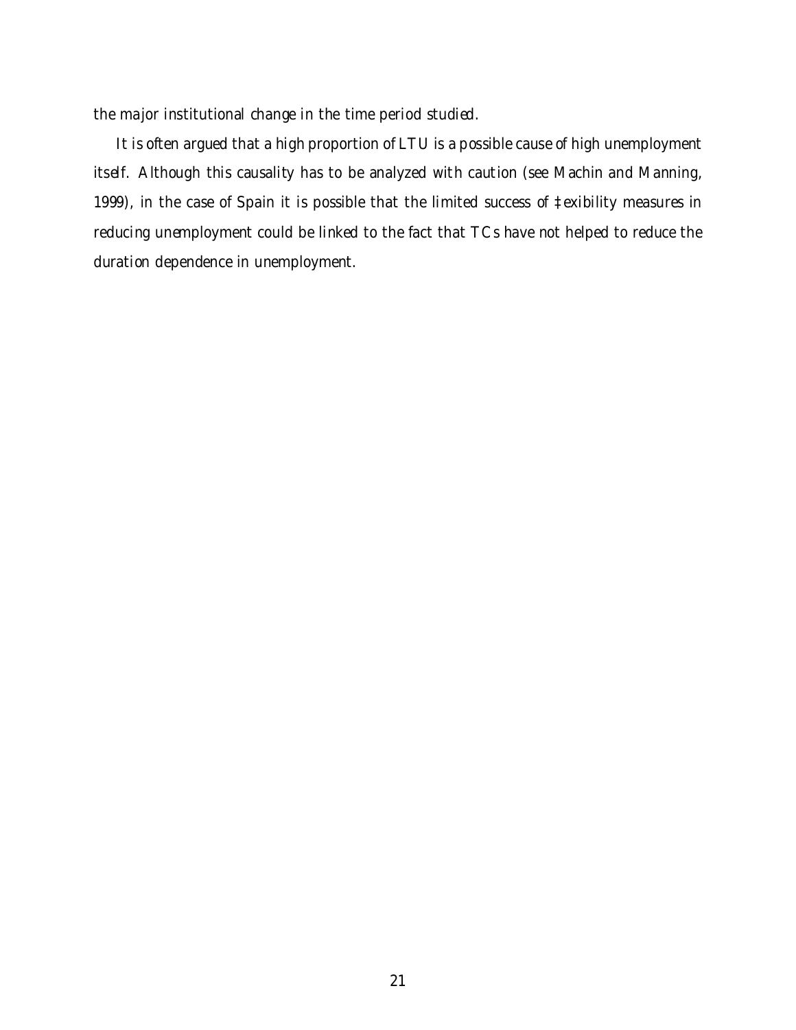the major institutional change in the time period studied.

It is often argued that a high proportion of LTU is a possible cause of high unemployment itself. Although this causality has to be analyzed with caution (see Machin and Manning, 1999), in the case of Spain it is possible that the limited success of flexibility measures in reducing unemployment could be linked to the fact that TCs have not helped to reduce the duration dependence in unemployment.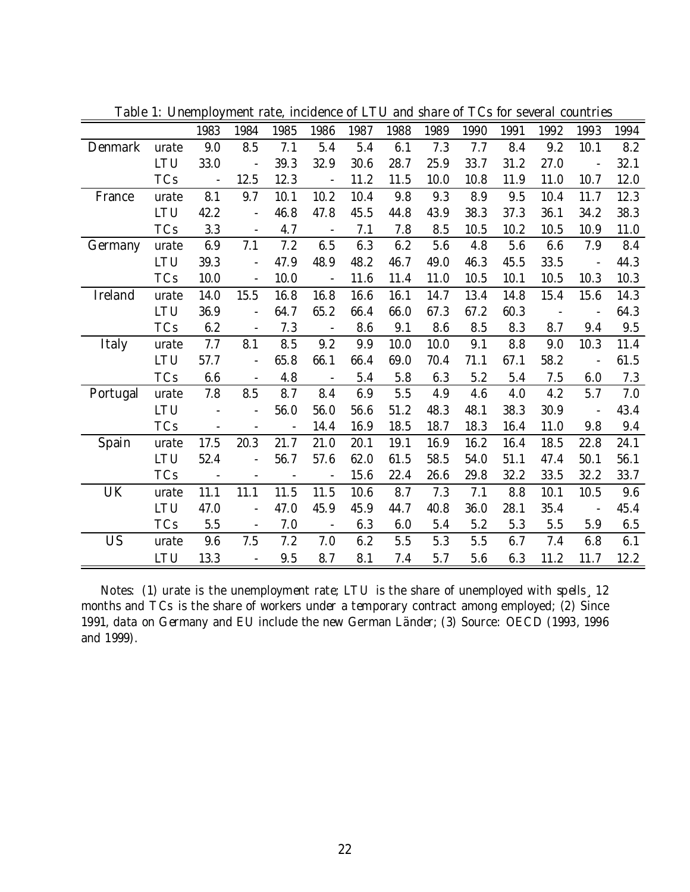Table 1: Unemployment rate, incidence of LTU and share of TCs for several countries

| | | 1983 | 1984 | 1985 | 1986 | 1987 | 1988 | 1989 | 1990 | 1991 | 1992 | 1993 | 1994 |
|---|---|---|---|---|---|---|---|---|---|---|---|---|---|
| Denmark | urate | 9.0 | 8.5 | 7.1 | 5.4 | 5.4 | 6.1 | 7.3 | 7.7 | 8.4 | 9.2 | 10.1 | 8.2 |
| | LTU | 33.0 | - | 39.3 | 32.9 | 30.6 | 28.7 | 25.9 | 33.7 | 31.2 | 27.0 | - | 32.1 |
| | TCs | - | 12.5 | 12.3 | - | 11.2 | 11.5 | 10.0 | 10.8 | 11.9 | 11.0 | 10.7 | 12.0 |
| France | urate | 8.1 | 9.7 | 10.1 | 10.2 | 10.4 | 9.8 | 9.3 | 8.9 | 9.5 | 10.4 | 11.7 | 12.3 |
| | LTU | 42.2 | - | 46.8 | 47.8 | 45.5 | 44.8 | 43.9 | 38.3 | 37.3 | 36.1 | 34.2 | 38.3 |
| | TCs | 3.3 | - | 4.7 | - | 7.1 | 7.8 | 8.5 | 10.5 | 10.2 | 10.5 | 10.9 | 11.0 |
| Germany | urate | 6.9 | 7.1 | 7.2 | 6.5 | 6.3 | 6.2 | 5.6 | 4.8 | 5.6 | 6.6 | 7.9 | 8.4 |
| | LTU | 39.3 | - | 47.9 | 48.9 | 48.2 | 46.7 | 49.0 | 46.3 | 45.5 | 33.5 | - | 44.3 |
| | TCs | 10.0 | - | 10.0 | - | 11.6 | 11.4 | 11.0 | 10.5 | 10.1 | 10.5 | 10.3 | 10.3 |
| Ireland | urate | 14.0 | 15.5 | 16.8 | 16.8 | 16.6 | 16.1 | 14.7 | 13.4 | 14.8 | 15.4 | 15.6 | 14.3 |
| | LTU | 36.9 | - | 64.7 | 65.2 | 66.4 | 66.0 | 67.3 | 67.2 | 60.3 | - | - | 64.3 |
| | TCs | 6.2 | - | 7.3 | - | 8.6 | 9.1 | 8.6 | 8.5 | 8.3 | 8.7 | 9.4 | 9.5 |
| Italy | urate | 7.7 | 8.1 | 8.5 | 9.2 | 9.9 | 10.0 | 10.0 | 9.1 | 8.8 | 9.0 | 10.3 | 11.4 |
| | LTU | 57.7 | - | 65.8 | 66.1 | 66.4 | 69.0 | 70.4 | 71.1 | 67.1 | 58.2 | - | 61.5 |
| | TCs | 6.6 | - | 4.8 | - | 5.4 | 5.8 | 6.3 | 5.2 | 5.4 | 7.5 | 6.0 | 7.3 |
| Portugal | urate | 7.8 | 8.5 | 8.7 | 8.4 | 6.9 | 5.5 | 4.9 | 4.6 | 4.0 | 4.2 | 5.7 | 7.0 |
| | LTU | - | - | 56.0 | 56.0 | 56.6 | 51.2 | 48.3 | 48.1 | 38.3 | 30.9 | - | 43.4 |
| | TCs | - | - | - | 14.4 | 16.9 | 18.5 | 18.7 | 18.3 | 16.4 | 11.0 | 9.8 | 9.4 |
| Spain | urate | 17.5 | 20.3 | 21.7 | 21.0 | 20.1 | 19.1 | 16.9 | 16.2 | 16.4 | 18.5 | 22.8 | 24.1 |
| | LTU | 52.4 | - | 56.7 | 57.6 | 62.0 | 61.5 | 58.5 | 54.0 | 51.1 | 47.4 | 50.1 | 56.1 |
| | TCs | - | - | - | - | 15.6 | 22.4 | 26.6 | 29.8 | 32.2 | 33.5 | 32.2 | 33.7 |
| UK | urate | 11.1 | 11.1 | 11.5 | 11.5 | 10.6 | 8.7 | 7.3 | 7.1 | 8.8 | 10.1 | 10.5 | 9.6 |
| | LTU | 47.0 | - | 47.0 | 45.9 | 45.9 | 44.7 | 40.8 | 36.0 | 28.1 | 35.4 | - | 45.4 |
| | TCs | 5.5 | - | 7.0 | - | 6.3 | 6.0 | 5.4 | 5.2 | 5.3 | 5.5 | 5.9 | 6.5 |
| US | urate | 9.6 | 7.5 | 7.2 | 7.0 | 6.2 | 5.5 | 5.3 | 5.5 | 6.7 | 7.4 | 6.8 | 6.1 |
| | LTU | 13.3 | - | 9.5 | 8.7 | 8.1 | 7.4 | 5.7 | 5.6 | 6.3 | 11.2 | 11.7 | 12.2 |

*Notes*: (1) urate is the unemployment rate; LTU is the share of unemployed with spells ≥ 12 months and TCs is the share of workers under a temporary contract among employed; (2) Since 1991, data on Germany and EU include the new German Länder; (3) Source: OECD (1993, 1996 and 1999).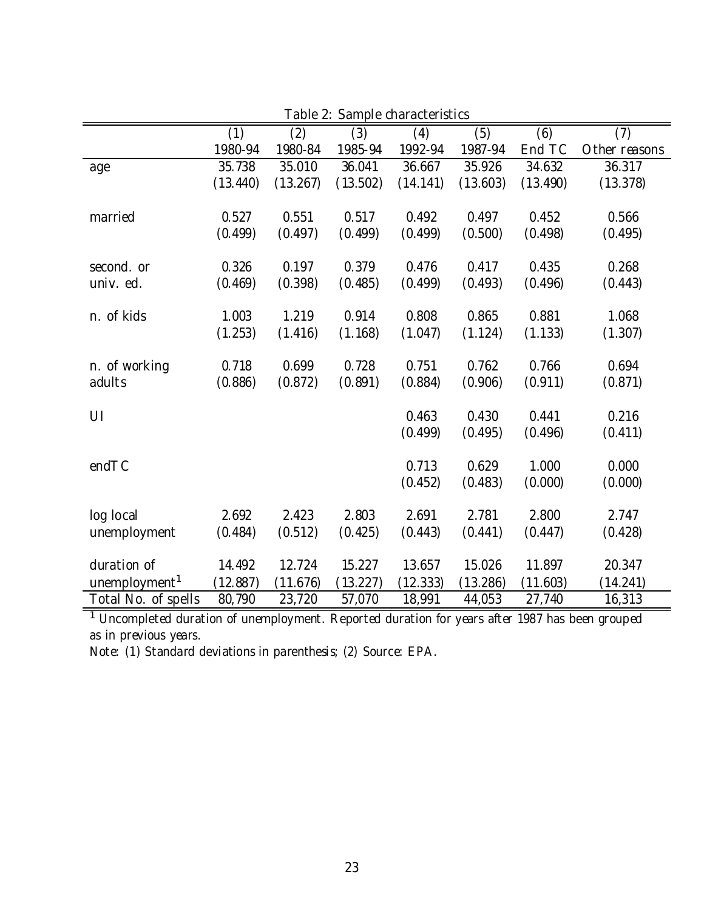Table 2: Sample characteristics

| | (1) | (2) | (3) | (4) | (5) | (6) | (7) |
|---|---|---|---|---|---|---|---|
| | 1980-94 | 1980-84 | 1985-94 | 1992-94 | 1987-94 | End TC | Other reasons |
| age | 35.738 | 35.010 | 36.041 | 36.667 | 35.926 | 34.632 | 36.317 |
| | (13.440) | (13.267) | (13.502) | (14.141) | (13.603) | (13.490) | (13.378) |
| married | 0.527 | 0.551 | 0.517 | 0.492 | 0.497 | 0.452 | 0.566 |
| | (0.499) | (0.497) | (0.499) | (0.499) | (0.500) | (0.498) | (0.495) |
| second. or univ. ed. | 0.326 | 0.197 | 0.379 | 0.476 | 0.417 | 0.435 | 0.268 |
| | (0.469) | (0.398) | (0.485) | (0.499) | (0.493) | (0.496) | (0.443) |
| n. of kids | 1.003 | 1.219 | 0.914 | 0.808 | 0.865 | 0.881 | 1.068 |
| | (1.253) | (1.416) | (1.168) | (1.047) | (1.124) | (1.133) | (1.307) |
| n. of working adults | 0.718 | 0.699 | 0.728 | 0.751 | 0.762 | 0.766 | 0.694 |
| | (0.886) | (0.872) | (0.891) | (0.884) | (0.906) | (0.911) | (0.871) |
| UI | | | | 0.463 | 0.430 | 0.441 | 0.216 |
| | | | | (0.499) | (0.495) | (0.496) | (0.411) |
| endTC | | | | 0.713 | 0.629 | 1.000 | 0.000 |
| | | | | (0.452) | (0.483) | (0.000) | (0.000) |
| log local unemployment | 2.692 | 2.423 | 2.803 | 2.691 | 2.781 | 2.800 | 2.747 |
| | (0.484) | (0.512) | (0.425) | (0.443) | (0.441) | (0.447) | (0.428) |
| duration of unemployment[1] | 14.492 | 12.724 | 15.227 | 13.657 | 15.026 | 11.897 | 20.347 |
| | (12.887) | (11.676) | (13.227) | (12.333) | (13.286) | (11.603) | (14.241) |
| Total No. of spells | 80,790 | 23,720 | 57,070 | 18,991 | 44,053 | 27,740 | 16,313 |

[1] Uncompleted duration of unemployment. Reported duration for years after 1987 has been grouped as in previous years.

Note: (1) Standard deviations in parenthesis; (2) Source: EPA.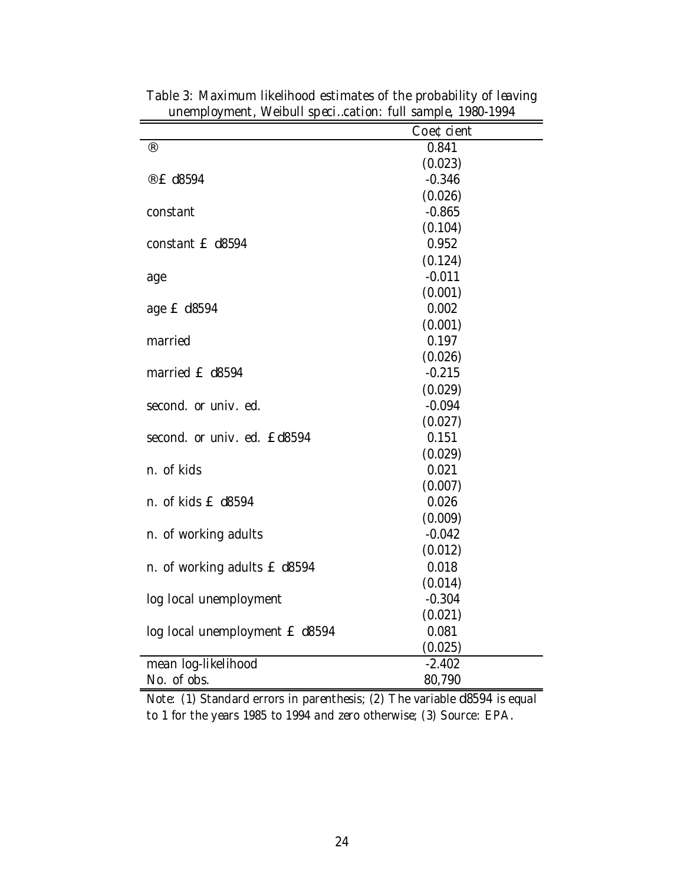Table 3: Maximum likelihood estimates of the probability of leaving unemployment, Weibull specification: full sample, 1980-1994

| | Coefficient |
|---|---|
| $\alpha$ | 0.841 |
| | (0.023) |
| $\alpha \times$ d8594 | -0.346 |
| | (0.026) |
| constant | -0.865 |
| | (0.104) |
| constant $\times$ d8594 | 0.952 |
| | (0.124) |
| age | -0.011 |
| | (0.001) |
| age $\times$ d8594 | 0.002 |
| | (0.001) |
| married | 0.197 |
| | (0.026) |
| married $\times$ d8594 | -0.215 |
| | (0.029) |
| second. or univ. ed. | -0.094 |
| | (0.027) |
| second. or univ. ed. $\times$ d8594 | 0.151 |
| | (0.029) |
| n. of kids | 0.021 |
| | (0.007) |
| n. of kids $\times$ d8594 | 0.026 |
| | (0.009) |
| n. of working adults | -0.042 |
| | (0.012) |
| n. of working adults $\times$ d8594 | 0.018 |
| | (0.014) |
| log local unemployment | -0.304 |
| | (0.021) |
| log local unemployment $\times$ d8594 | 0.081 |
| | (0.025) |
| mean log-likelihood | -2.402 |
| No. of obs. | 80,790 |

Note: (1) Standard errors in parenthesis; (2) The variable d8594 is equal to 1 for the years 1985 to 1994 and zero otherwise; (3) Source: EPA.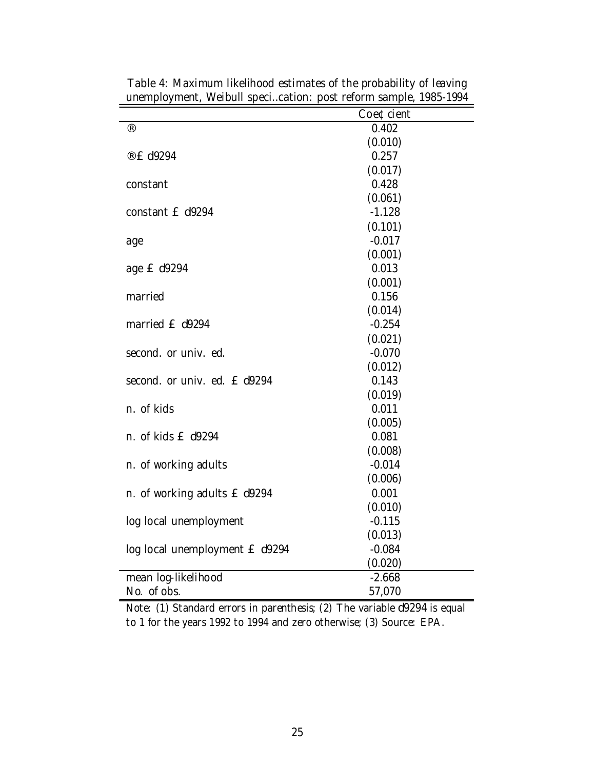Table 4: Maximum likelihood estimates of the probability of leaving unemployment, Weibull specification: post reform sample, 1985-1994

| | Coefficient |
|---|---|
| $\alpha$ | 0.402 |
| | (0.010) |
| $\alpha \times$ d9294 | 0.257 |
| | (0.017) |
| constant | 0.428 |
| | (0.061) |
| constant $\times$ d9294 | -1.128 |
| | (0.101) |
| age | -0.017 |
| | (0.001) |
| age $\times$ d9294 | 0.013 |
| | (0.001) |
| married | 0.156 |
| | (0.014) |
| married $\times$ d9294 | -0.254 |
| | (0.021) |
| second. or univ. ed. | -0.070 |
| | (0.012) |
| second. or univ. ed. $\times$ d9294 | 0.143 |
| | (0.019) |
| n. of kids | 0.011 |
| | (0.005) |
| n. of kids $\times$ d9294 | 0.081 |
| | (0.008) |
| n. of working adults | -0.014 |
| | (0.006) |
| n. of working adults $\times$ d9294 | 0.001 |
| | (0.010) |
| log local unemployment | -0.115 |
| | (0.013) |
| log local unemployment $\times$ d9294 | -0.084 |
| | (0.020) |
| mean log-likelihood | -2.668 |
| No. of obs. | 57,070 |

Note: (1) Standard errors in parenthesis; (2) The variable d9294 is equal to 1 for the years 1992 to 1994 and zero otherwise; (3) Source: EPA.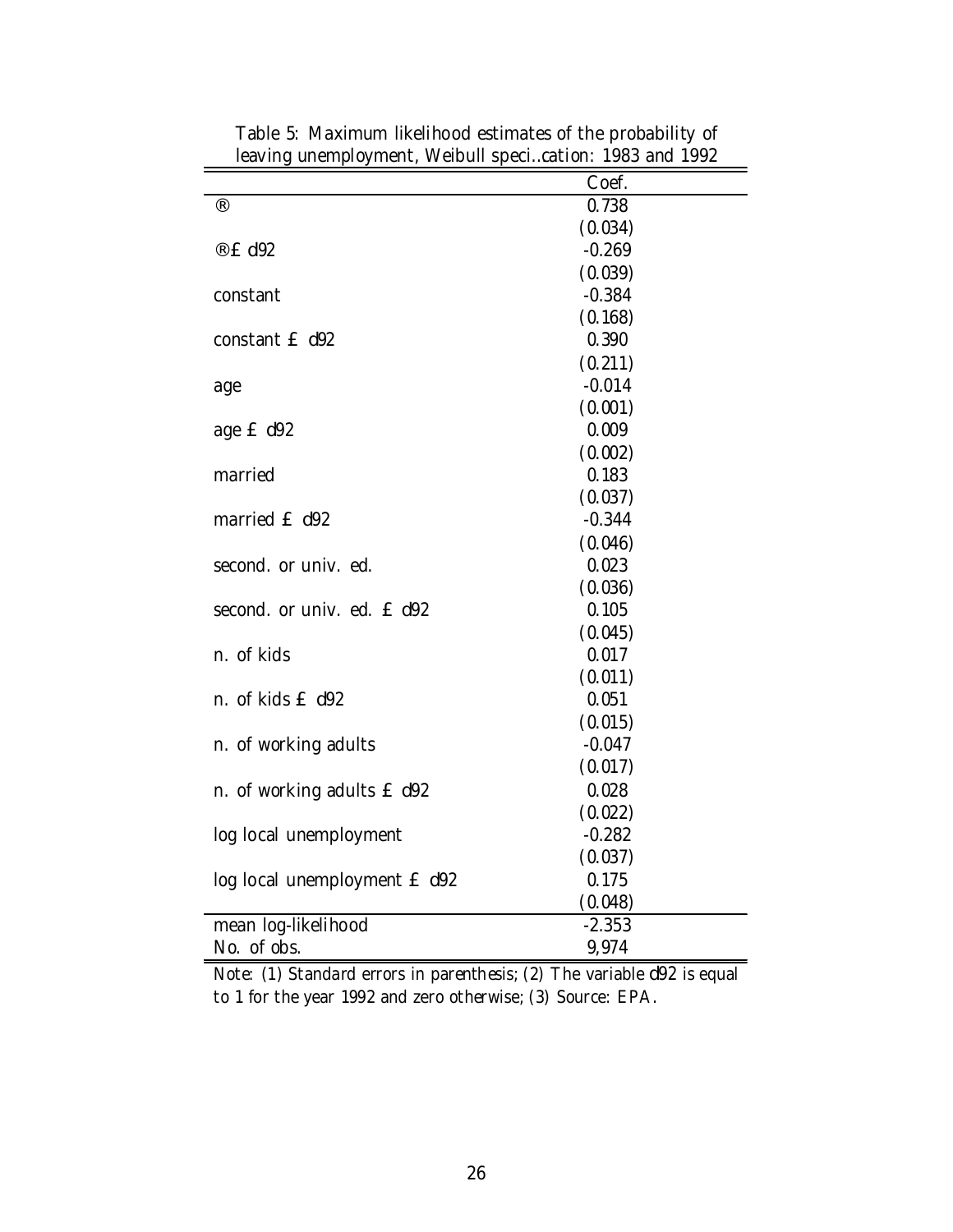Table 5: Maximum likelihood estimates of the probability of leaving unemployment, Weibull specification: 1983 and 1992

| | Coef. |
|---|---|
| $\alpha$ | 0.738 |
| | (0.034) |
| $\alpha \times$ d92 | -0.269 |
| | (0.039) |
| constant | -0.384 |
| | (0.168) |
| constant $\times$ d92 | 0.390 |
| | (0.211) |
| age | -0.014 |
| | (0.001) |
| age $\times$ d92 | 0.009 |
| | (0.002) |
| married | 0.183 |
| | (0.037) |
| married $\times$ d92 | -0.344 |
| | (0.046) |
| second. or univ. ed. | 0.023 |
| | (0.036) |
| second. or univ. ed. $\times$ d92 | 0.105 |
| | (0.045) |
| n. of kids | 0.017 |
| | (0.011) |
| n. of kids $\times$ d92 | 0.051 |
| | (0.015) |
| n. of working adults | -0.047 |
| | (0.017) |
| n. of working adults $\times$ d92 | 0.028 |
| | (0.022) |
| log local unemployment | -0.282 |
| | (0.037) |
| log local unemployment $\times$ d92 | 0.175 |
| | (0.048) |
| mean log-likelihood | -2.353 |
| No. of obs. | 9,974 |

Note: (1) Standard errors in parenthesis; (2) The variable d92 is equal to 1 for the year 1992 and zero otherwise; (3) Source: EPA.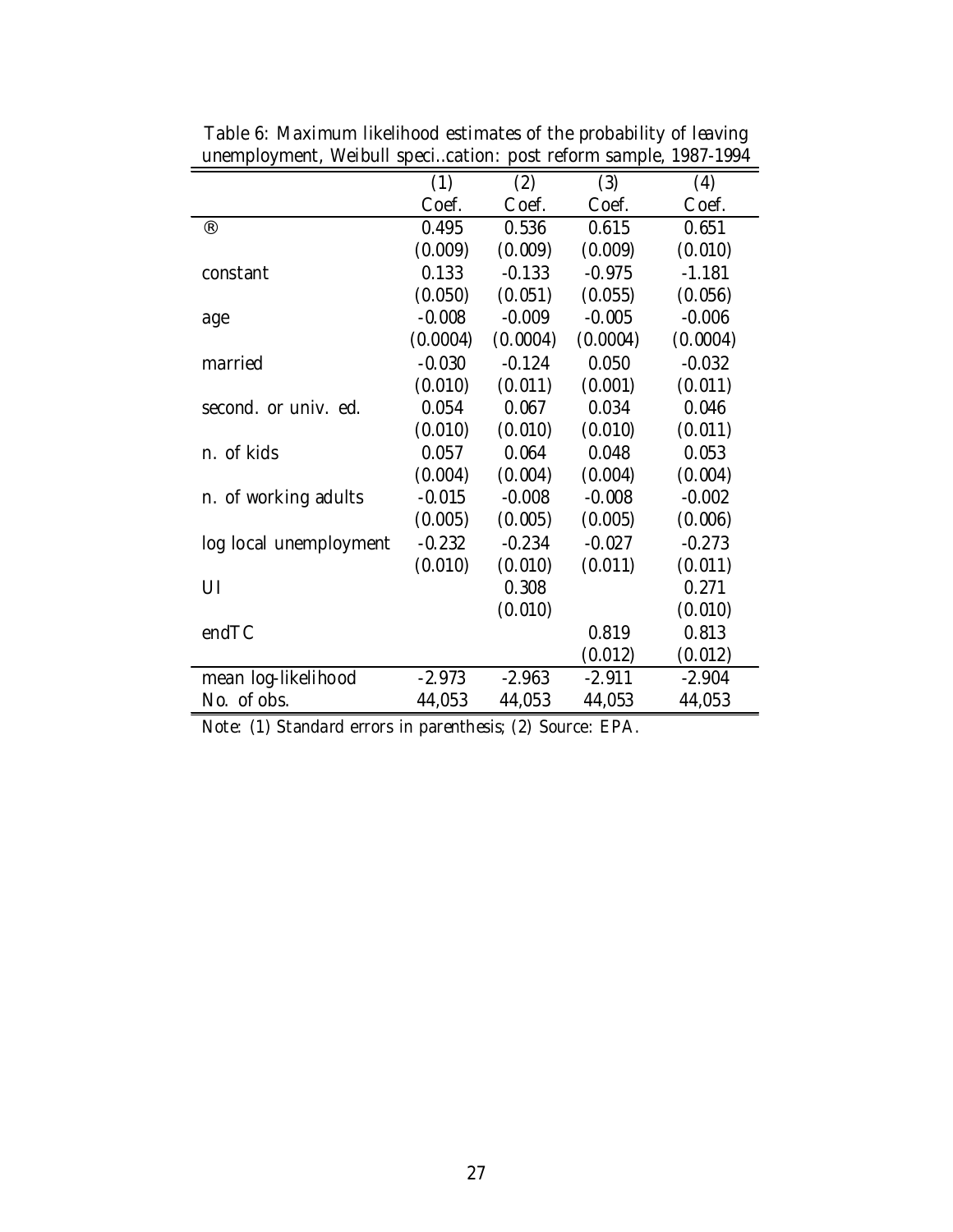Table 6: Maximum likelihood estimates of the probability of leaving unemployment, Weibull speci..cation: post reform sample, 1987-1994

| | (1) | (2) | (3) | (4) |
|---|---|---|---|---|
| | Coef. | Coef. | Coef. | Coef. |
| ® | 0.495 | 0.536 | 0.615 | 0.651 |
| | (0.009) | (0.009) | (0.009) | (0.010) |
| constant | 0.133 | -0.133 | -0.975 | -1.181 |
| | (0.050) | (0.051) | (0.055) | (0.056) |
| age | -0.008 | -0.009 | -0.005 | -0.006 |
| | (0.0004) | (0.0004) | (0.0004) | (0.0004) |
| married | -0.030 | -0.124 | 0.050 | -0.032 |
| | (0.010) | (0.011) | (0.001) | (0.011) |
| second. or univ. ed. | 0.054 | 0.067 | 0.034 | 0.046 |
| | (0.010) | (0.010) | (0.010) | (0.011) |
| n. of kids | 0.057 | 0.064 | 0.048 | 0.053 |
| | (0.004) | (0.004) | (0.004) | (0.004) |
| n. of working adults | -0.015 | -0.008 | -0.008 | -0.002 |
| | (0.005) | (0.005) | (0.005) | (0.006) |
| log local unemployment | -0.232 | -0.234 | -0.027 | -0.273 |
| | (0.010) | (0.010) | (0.011) | (0.011) |
| UI | | 0.308 | | 0.271 |
| | | (0.010) | | (0.010) |
| endTC | | | 0.819 | 0.813 |
| | | | (0.012) | (0.012) |
| mean log-likelihood | -2.973 | -2.963 | -2.911 | -2.904 |
| No. of obs. | 44,053 | 44,053 | 44,053 | 44,053 |

Note: (1) Standard errors in parenthesis; (2) Source: EPA.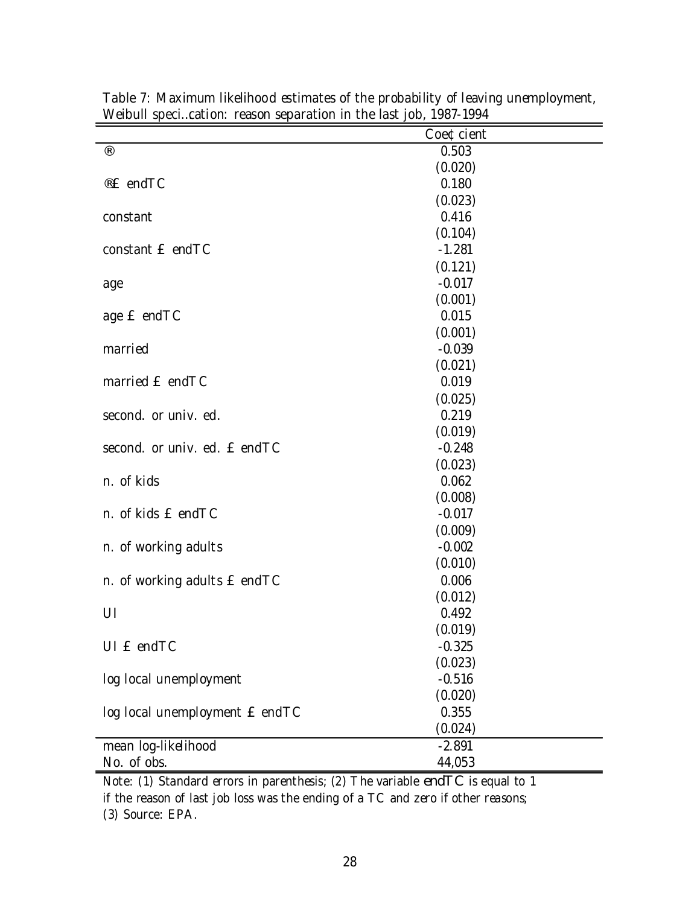Table 7: Maximum likelihood estimates of the probability of leaving unemployment, Weibull specification: reason separation in the last job, 1987-1994

| | Coefficient |
|---|---|
| $\alpha$ | 0.503 |
| | (0.020) |
| $\alpha \times$ endTC | 0.180 |
| | (0.023) |
| constant | 0.416 |
| | (0.104) |
| constant $\times$ endTC | -1.281 |
| | (0.121) |
| age | -0.017 |
| | (0.001) |
| age $\times$ endTC | 0.015 |
| | (0.001) |
| married | -0.039 |
| | (0.021) |
| married $\times$ endTC | 0.019 |
| | (0.025) |
| second. or univ. ed. | 0.219 |
| | (0.019) |
| second. or univ. ed. $\times$ endTC | -0.248 |
| | (0.023) |
| n. of kids | 0.062 |
| | (0.008) |
| n. of kids $\times$ endTC | -0.017 |
| | (0.009) |
| n. of working adults | -0.002 |
| | (0.010) |
| n. of working adults $\times$ endTC | 0.006 |
| | (0.012) |
| UI | 0.492 |
| | (0.019) |
| UI $\times$ endTC | -0.325 |
| | (0.023) |
| log local unemployment | -0.516 |
| | (0.020) |
| log local unemployment $\times$ endTC | 0.355 |
| | (0.024) |
| mean log-likelihood | -2.891 |
| No. of obs. | 44,053 |

Note: (1) Standard errors in parenthesis; (2) The variable *endTC* is equal to 1 if the reason of last job loss was the ending of a TC and zero if other reasons; (3) Source: EPA.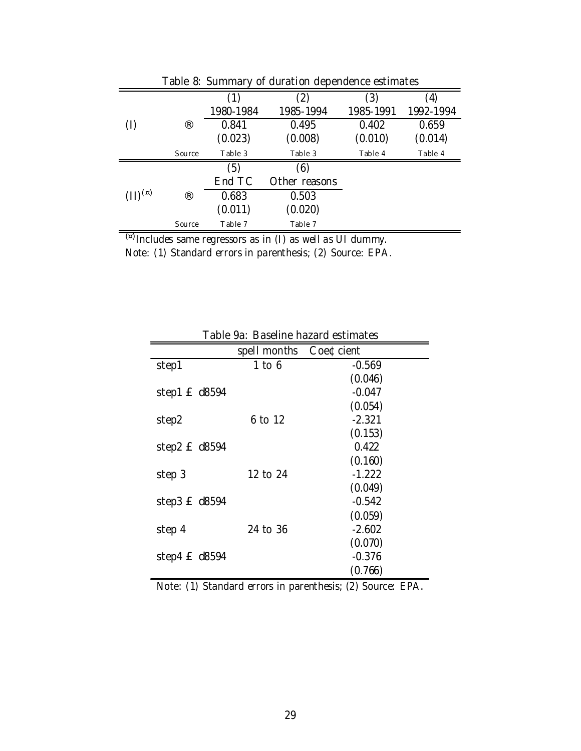Table 8: Summary of duration dependence estimates

| | | (1) | (2) | (3) | (4) |
|---|---|---|---|---|---|
| | | 1980-1984 | 1985-1994 | 1985-1991 | 1992-1994 |
| (I) | $\alpha$ | 0.841 | 0.495 | 0.402 | 0.659 |
| | | (0.023) | (0.008) | (0.010) | (0.014) |
| | Source | Table 3 | Table 3 | Table 4 | Table 4 |
| | | (5) | (6) | | |
| | | End TC | Other reasons | | |
| $(II)^{(*)}$ | $\alpha$ | 0.683 | 0.503 | | |
| | | (0.011) | (0.020) | | |
| | Source | Table 7 | Table 7 | | |

(*) Includes same regressors as in (I) as well as UI dummy.
Note: (1) Standard errors in parenthesis; (2) Source: EPA.

Table 9a: Baseline hazard estimates

| | spell months | Coefficient |
|---|---|---|
| step1 | 1 to 6 | -0.569 |
| | | (0.046) |
| step1 $\times$ d8594 | | -0.047 |
| | | (0.054) |
| step2 | 6 to 12 | -2.321 |
| | | (0.153) |
| step2 $\times$ d8594 | | 0.422 |
| | | (0.160) |
| step 3 | 12 to 24 | -1.222 |
| | | (0.049) |
| step3 $\times$ d8594 | | -0.542 |
| | | (0.059) |
| step 4 | 24 to 36 | -2.602 |
| | | (0.070) |
| step4 $\times$ d8594 | | -0.376 |
| | | (0.766) |

Note: (1) Standard errors in parenthesis; (2) Source: EPA.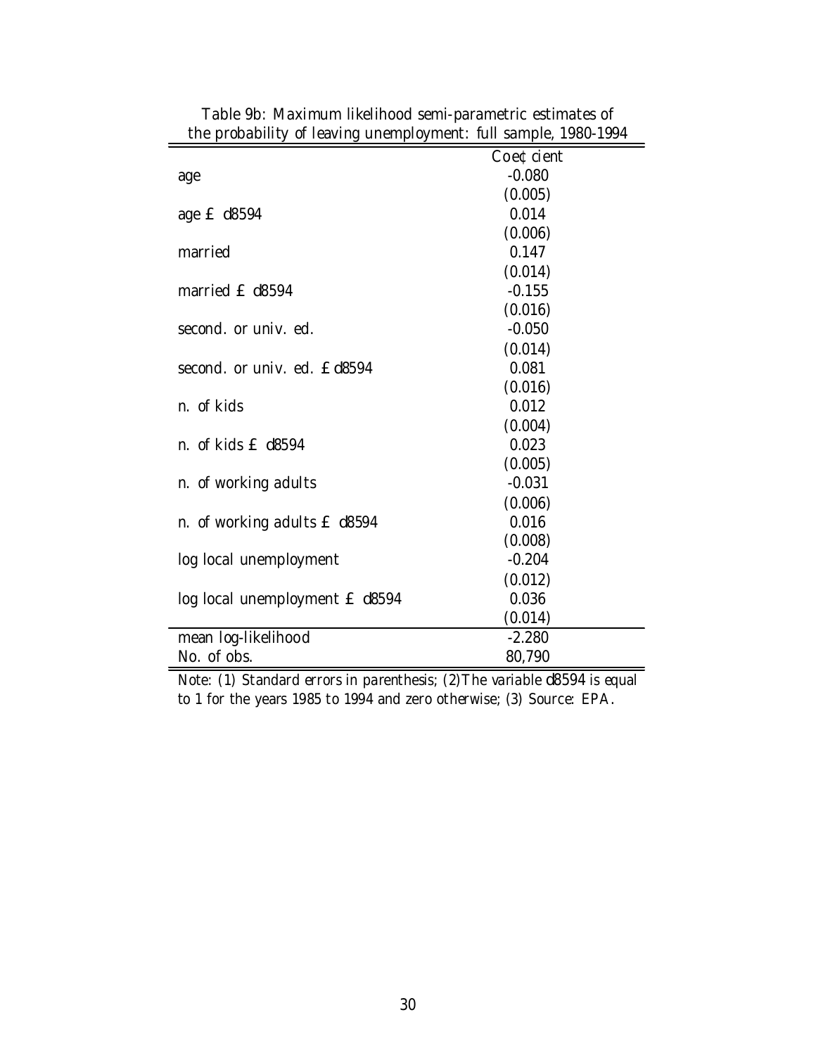Table 9b: Maximum likelihood semi-parametric estimates of the probability of leaving unemployment: full sample, 1980-1994

| | Coefficient |
|---|---|
| age | -0.080 |
| | (0.005) |
| age $\times$ d8594 | 0.014 |
| | (0.006) |
| married | 0.147 |
| | (0.014) |
| married $\times$ d8594 | -0.155 |
| | (0.016) |
| second. or univ. ed. | -0.050 |
| | (0.014) |
| second. or univ. ed. $\times$ d8594 | 0.081 |
| | (0.016) |
| n. of kids | 0.012 |
| | (0.004) |
| n. of kids $\times$ d8594 | 0.023 |
| | (0.005) |
| n. of working adults | -0.031 |
| | (0.006) |
| n. of working adults $\times$ d8594 | 0.016 |
| | (0.008) |
| log local unemployment | -0.204 |
| | (0.012) |
| log local unemployment $\times$ d8594 | 0.036 |
| | (0.014) |
| mean log-likelihood | -2.280 |
| No. of obs. | 80,790 |

Note: (1) Standard errors in parenthesis; (2) The variable d8594 is equal to 1 for the years 1985 to 1994 and zero otherwise; (3) Source: EPA.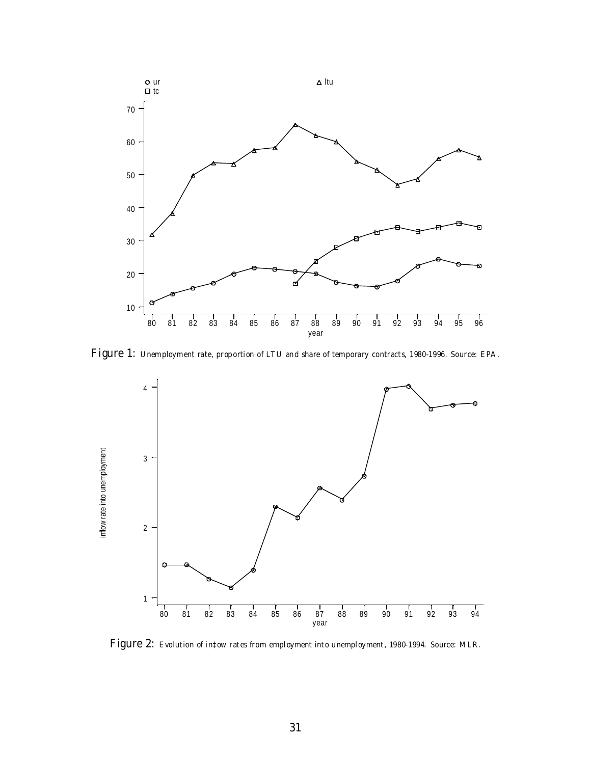Figure 1: Unemployment rate, proportion of LTU and share of temporary contracts, 1980-1996. Source: EPA.

Figure 2: Evolution of inflow rates from employment into unemployment, 1980-1994. Source: MLR.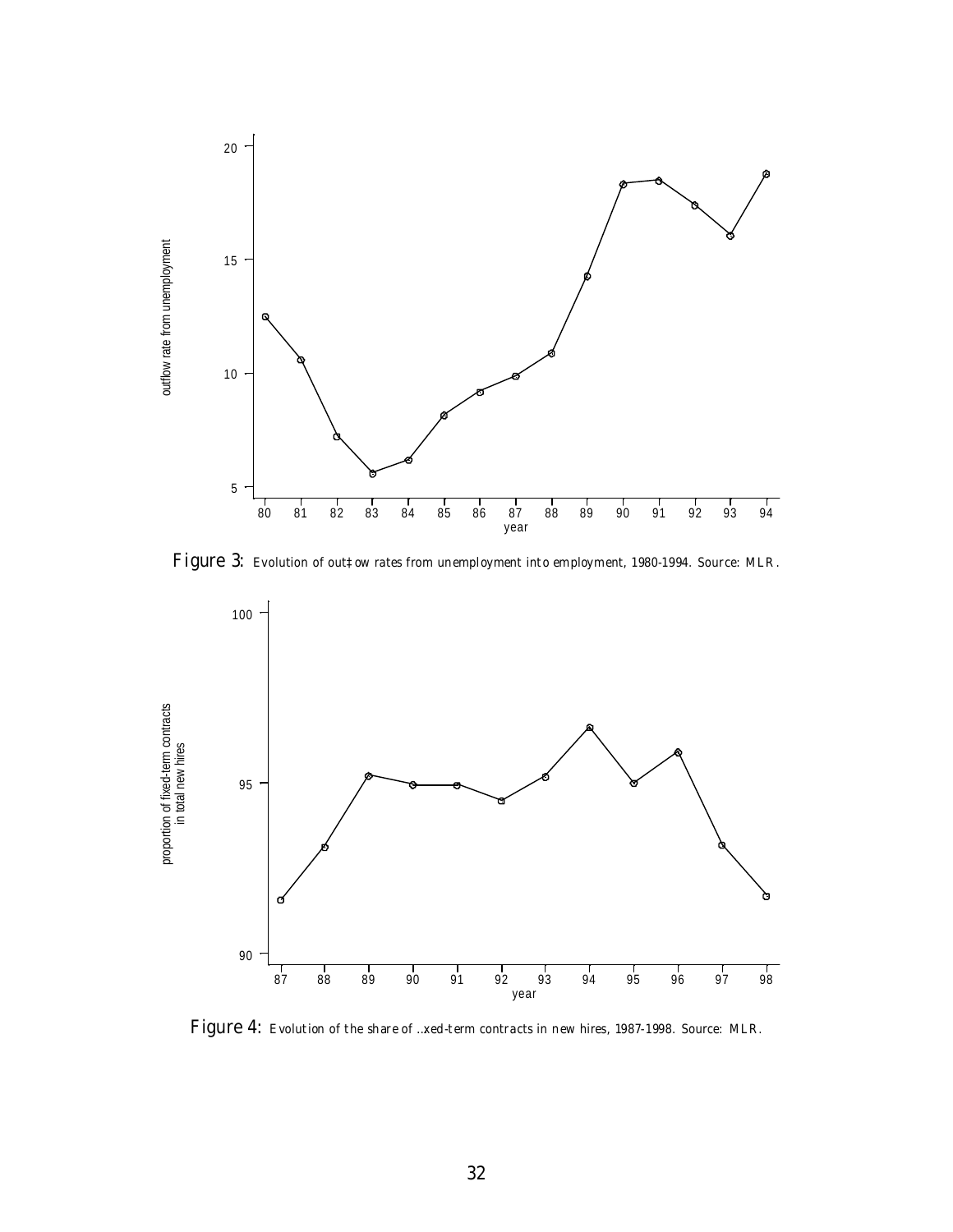Figure 3: Evolution of outflow rates from unemployment into employment, 1980-1994. Source: MLR.

Figure 4: Evolution of the share of fixed-term contracts in new hires, 1987-1998. Source: MLR.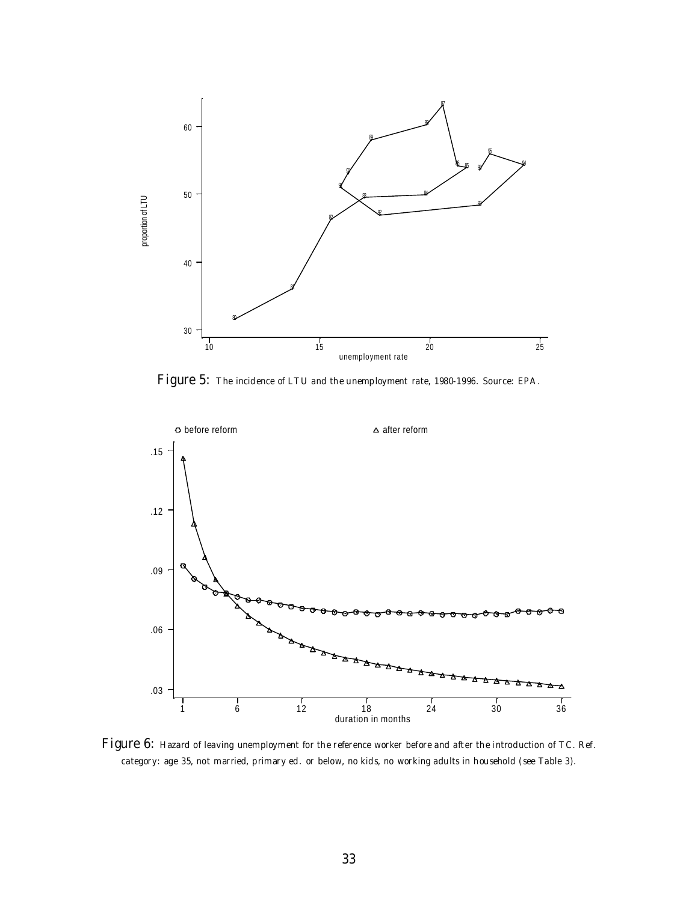Figure 5: The incidence of LTU and the unemployment rate, 1980-1996. Source: EPA.

Figure 6: Hazard of leaving unemployment for the reference worker before and after the introduction of TC. Ref. category: age 35, not married, primary ed. or below, no kids, no working adults in household (see Table 3).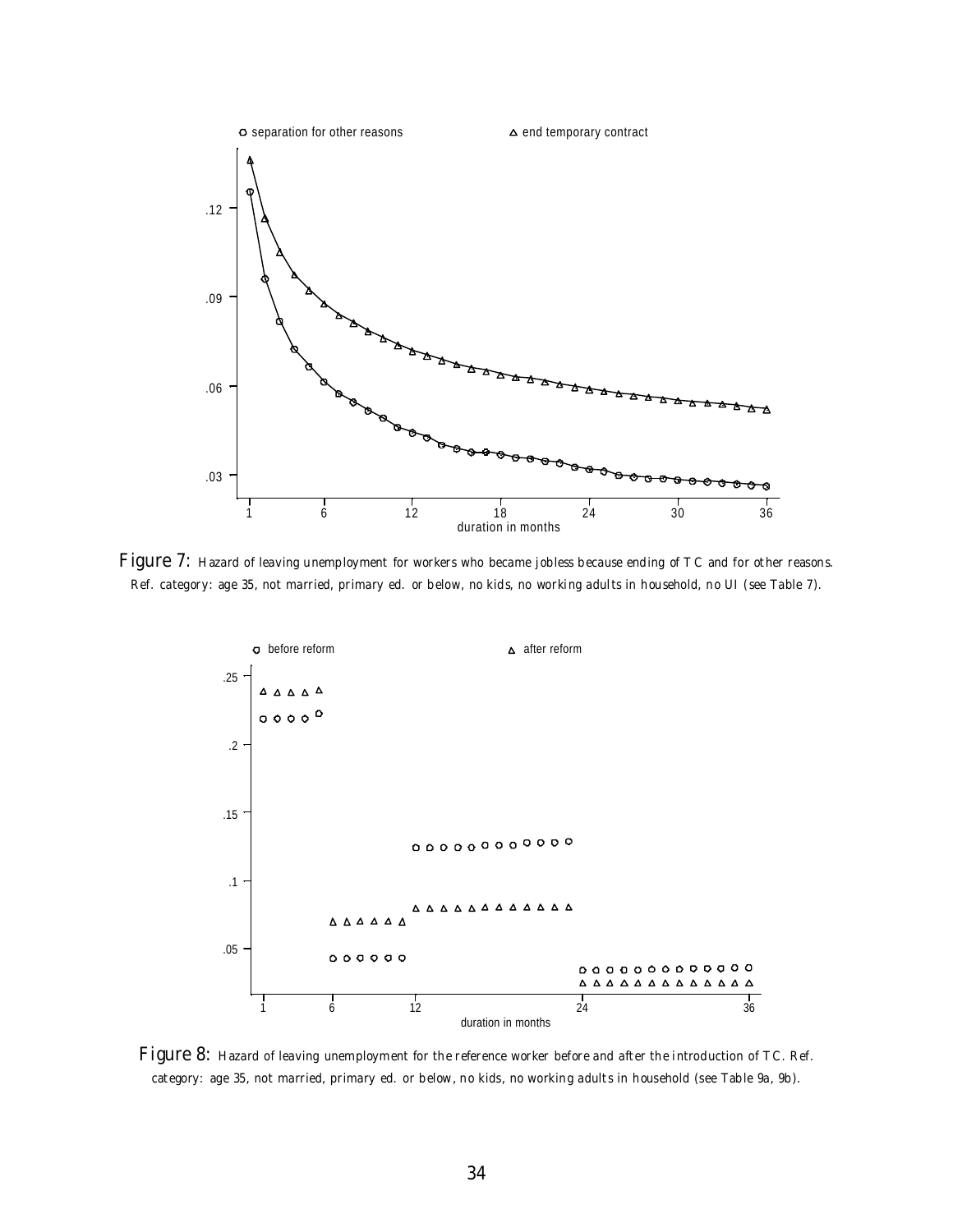Figure 7: Hazard of leaving unemployment for workers who became jobless because ending of TC and for other reasons. Ref. category: age 35, not married, primary ed. or below, no kids, no working adults in household, no UI (see Table 7).

Figure 8: Hazard of leaving unemployment for the reference worker before and after the introduction of TC. Ref. category: age 35, not married, primary ed. or below, no kids, no working adults in household (see Table 9a, 9b).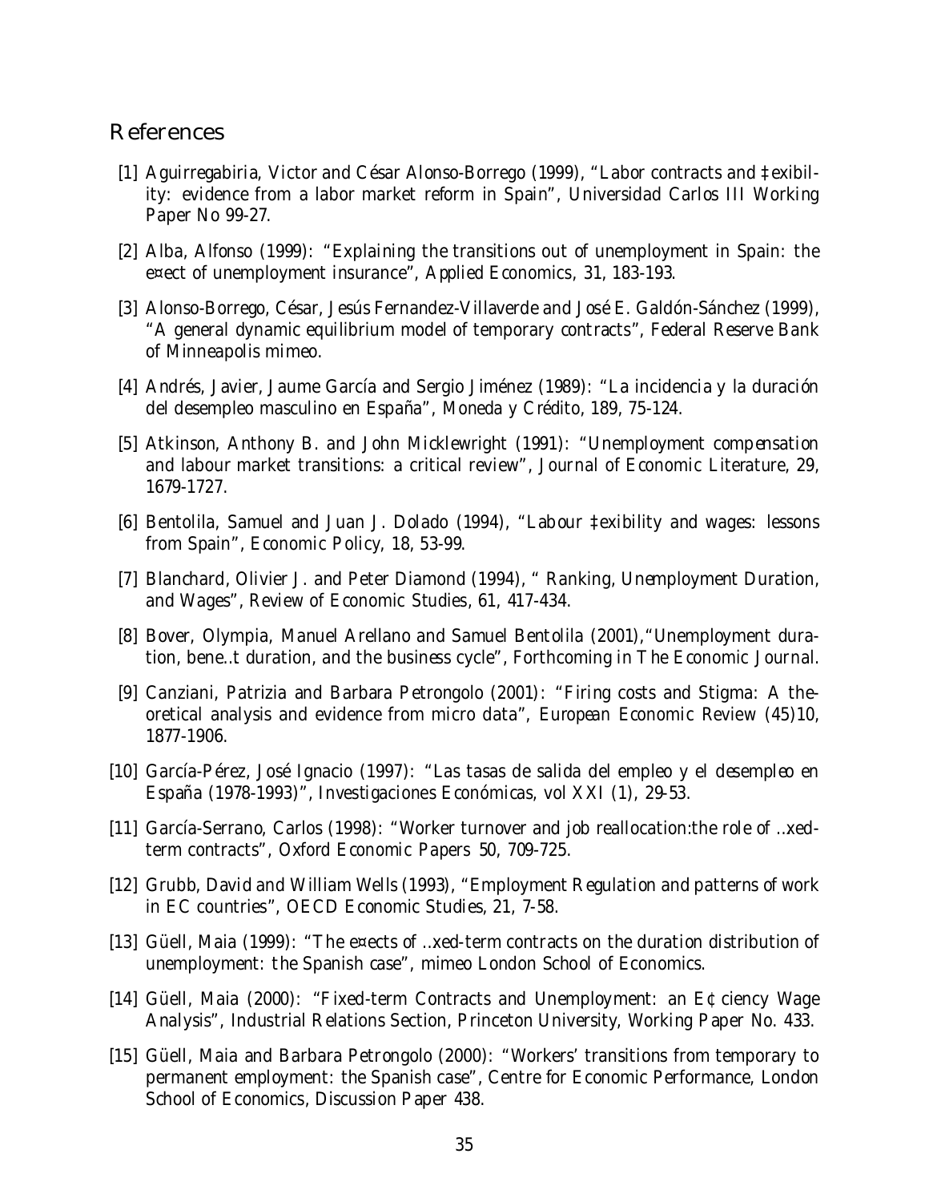## References

[1] Aguirregabiria, Victor and César Alonso-Borrego (1999), "Labor contracts and flexibility: evidence from a labor market reform in Spain", Universidad Carlos III Working Paper No 99-27.

[2] Alba, Alfonso (1999): "Explaining the transitions out of unemployment in Spain: the effect of unemployment insurance", *Applied Economics*, 31, 183-193.

[3] Alonso-Borrego, César, Jesús Fernandez-Villaverde and José E. Galdón-Sánchez (1999), "A general dynamic equilibrium model of temporary contracts", Federal Reserve Bank of Minneapolis mimeo.

[4] Andrés, Javier, Jaume García and Sergio Jiménez (1989): "La incidencia y la duración del desempleo masculino en España", *Moneda y Crédito*, 189, 75-124.

[5] Atkinson, Anthony B. and John Micklewright (1991): "Unemployment compensation and labour market transitions: a critical review", *Journal of Economic Literature*, 29, 1679-1727.

[6] Bentolila, Samuel and Juan J. Dolado (1994), "Labour flexibility and wages: lessons from Spain", *Economic Policy*, 18, 53-99.

[7] Blanchard, Olivier J. and Peter Diamond (1994), " Ranking, Unemployment Duration, and Wages", *Review of Economic Studies*, 61, 417-434.

[8] Bover, Olympia, Manuel Arellano and Samuel Bentolila (2001),"Unemployment duration, benefit duration, and the business cycle", Forthcoming in *The Economic Journal*.

[9] Canziani, Patrizia and Barbara Petrongolo (2001): "Firing costs and Stigma: A theoretical analysis and evidence from micro data", *European Economic Review* (45)10, 1877-1906.

[10] García-Pérez, José Ignacio (1997): "Las tasas de salida del empleo y el desempleo en España (1978-1993)", *Investigaciones Económicas*, vol XXI (1), 29-53.

[11] García-Serrano, Carlos (1998): "Worker turnover and job reallocation:the role of fixed-term contracts", *Oxford Economic Papers* 50, 709-725.

[12] Grubb, David and William Wells (1993), "Employment Regulation and patterns of work in EC countries", *OECD Economic Studies*, 21, 7-58.

[13] Güell, Maia (1999): "The effects of fixed-term contracts on the duration distribution of unemployment: the Spanish case", mimeo London School of Economics.

[14] Güell, Maia (2000): "Fixed-term Contracts and Unemployment: an Efficiency Wage Analysis", Industrial Relations Section, Princeton University, Working Paper No. 433.

[15] Güell, Maia and Barbara Petrongolo (2000): "Workers' transitions from temporary to permanent employment: the Spanish case", Centre for Economic Performance, London School of Economics, Discussion Paper 438.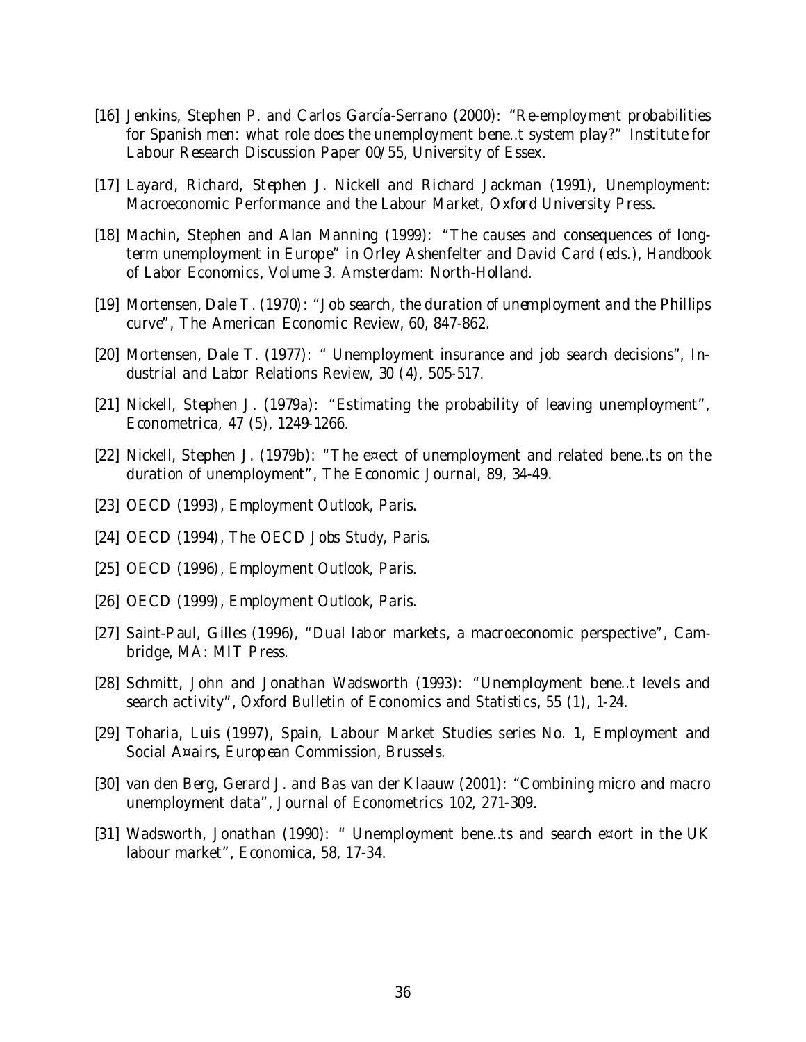[16] Jenkins, Stephen P. and Carlos García-Serrano (2000): "Re-employment probabilities for Spanish men: what role does the unemployment bene..t system play?" Institute for Labour Research Discussion Paper 00/55, University of Essex.

[17] Layard, Richard, Stephen J. Nickell and Richard Jackman (1991), *Unemployment: Macroeconomic Performance and the Labour Market*, Oxford University Press.

[18] Machin, Stephen and Alan Manning (1999): "The causes and consequences of long-term unemployment in Europe" in Orley Ashenfelter and David Card (eds.), *Handbook of Labor Economics*, Volume 3. Amsterdam: North-Holland.

[19] Mortensen, Dale T. (1970): "Job search, the duration of unemployment and the Phillips curve", *The American Economic Review*, 60, 847-862.

[20] Mortensen, Dale T. (1977): " Unemployment insurance and job search decisions", *Industrial and Labor Relations Review*, 30 (4), 505-517.

[21] Nickell, Stephen J. (1979a): "Estimating the probability of leaving unemployment", *Econometrica*, 47 (5), 1249-1266.

[22] Nickell, Stephen J. (1979b): "The e¤ect of unemployment and related bene..ts on the duration of unemployment", *The Economic Journal*, 89, 34-49.

[23] OECD (1993), *Employment Outlook*, Paris.

[24] OECD (1994), *The OECD Jobs Study*, Paris.

[25] OECD (1996), *Employment Outlook*, Paris.

[26] OECD (1999), *Employment Outlook*, Paris.

[27] Saint-Paul, Gilles (1996), "Dual labor markets, a macroeconomic perspective", Cambridge, MA: MIT Press.

[28] Schmitt, John and Jonathan Wadsworth (1993): "Unemployment bene..t levels and search activity", *Oxford Bulletin of Economics and Statistics*, 55 (1), 1-24.

[29] Toharia, Luis (1997), *Spain*, Labour Market Studies series No. 1, Employment and Social A¤airs, European Commission, Brussels.

[30] van den Berg, Gerard J. and Bas van der Klaauw (2001): "Combining micro and macro unemployment data", *Journal of Econometrics* 102, 271-309.

[31] Wadsworth, Jonathan (1990): " Unemployment bene..ts and search e¤ort in the UK labour market", *Economica*, 58, 17-34.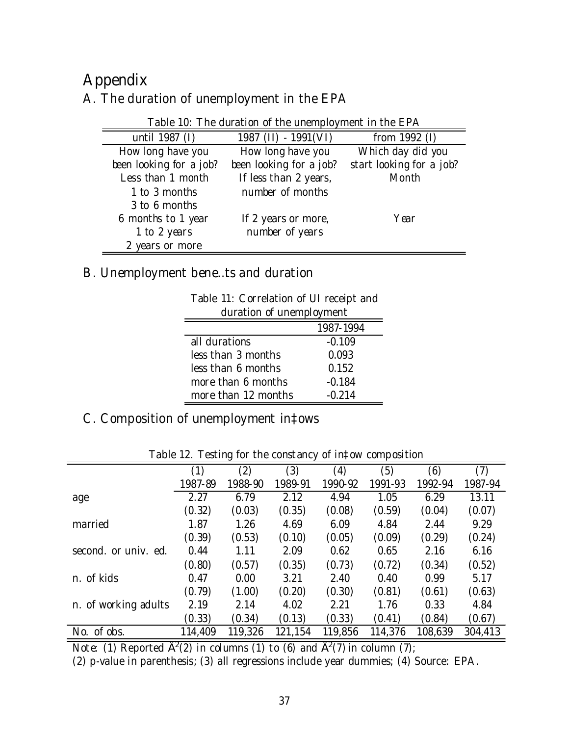# Appendix

## A. The duration of unemployment in the EPA

Table 10: The duration of the unemployment in the EPA

| until 1987 (I) | 1987 (II) - 1991(VI) | from 1992 (I) |
|---|---|---|
| How long have you been looking for a job? | How long have you been looking for a job? | Which day did you start looking for a job? |
| Less than 1 month<br>1 to 3 months<br>3 to 6 months | If less than 2 years, number of months | Month |
| 6 months to 1 year<br>1 to 2 years<br>2 years or more | If 2 years or more, number of years | Year |

## B. Unemployment benefits and duration

Table 11: Correlation of UI receipt and duration of unemployment

| | 1987-1994 |
|---|---|
| all durations | -0.109 |
| less than 3 months | 0.093 |
| less than 6 months | 0.152 |
| more than 6 months | -0.184 |
| more than 12 months | -0.214 |

## C. Composition of unemployment inflows

Table 12. Testing for the constancy of inflow composition

| | (1)<br>1987-89 | (2)<br>1988-90 | (3)<br>1989-91 | (4)<br>1990-92 | (5)<br>1991-93 | (6)<br>1992-94 | (7)<br>1987-94 |
|---|---|---|---|---|---|---|---|
| age | 2.27 | 6.79 | 2.12 | 4.94 | 1.05 | 6.29 | 13.11 |
| | (0.32) | (0.03) | (0.35) | (0.08) | (0.59) | (0.04) | (0.07) |
| married | 1.87 | 1.26 | 4.69 | 6.09 | 4.84 | 2.44 | 9.29 |
| | (0.39) | (0.53) | (0.10) | (0.05) | (0.09) | (0.29) | (0.24) |
| second. or univ. ed. | 0.44 | 1.11 | 2.09 | 0.62 | 0.65 | 2.16 | 6.16 |
| | (0.80) | (0.57) | (0.35) | (0.73) | (0.72) | (0.34) | (0.52) |
| n. of kids | 0.47 | 0.00 | 3.21 | 2.40 | 0.40 | 0.99 | 5.17 |
| | (0.79) | (1.00) | (0.20) | (0.30) | (0.81) | (0.61) | (0.63) |
| n. of working adults | 2.19 | 2.14 | 4.02 | 2.21 | 1.76 | 0.33 | 4.84 |
| | (0.33) | (0.34) | (0.13) | (0.33) | (0.41) | (0.84) | (0.67) |
| No. of obs. | 114,409 | 119,326 | 121,154 | 119,856 | 114,376 | 108,639 | 304,413 |

Note: (1) Reported $\chi^2(2)$ in columns (1) to (6) and $\chi^2(7)$ in column (7);
(2) p-value in parenthesis; (3) all regressions include year dummies; (4) Source: EPA.